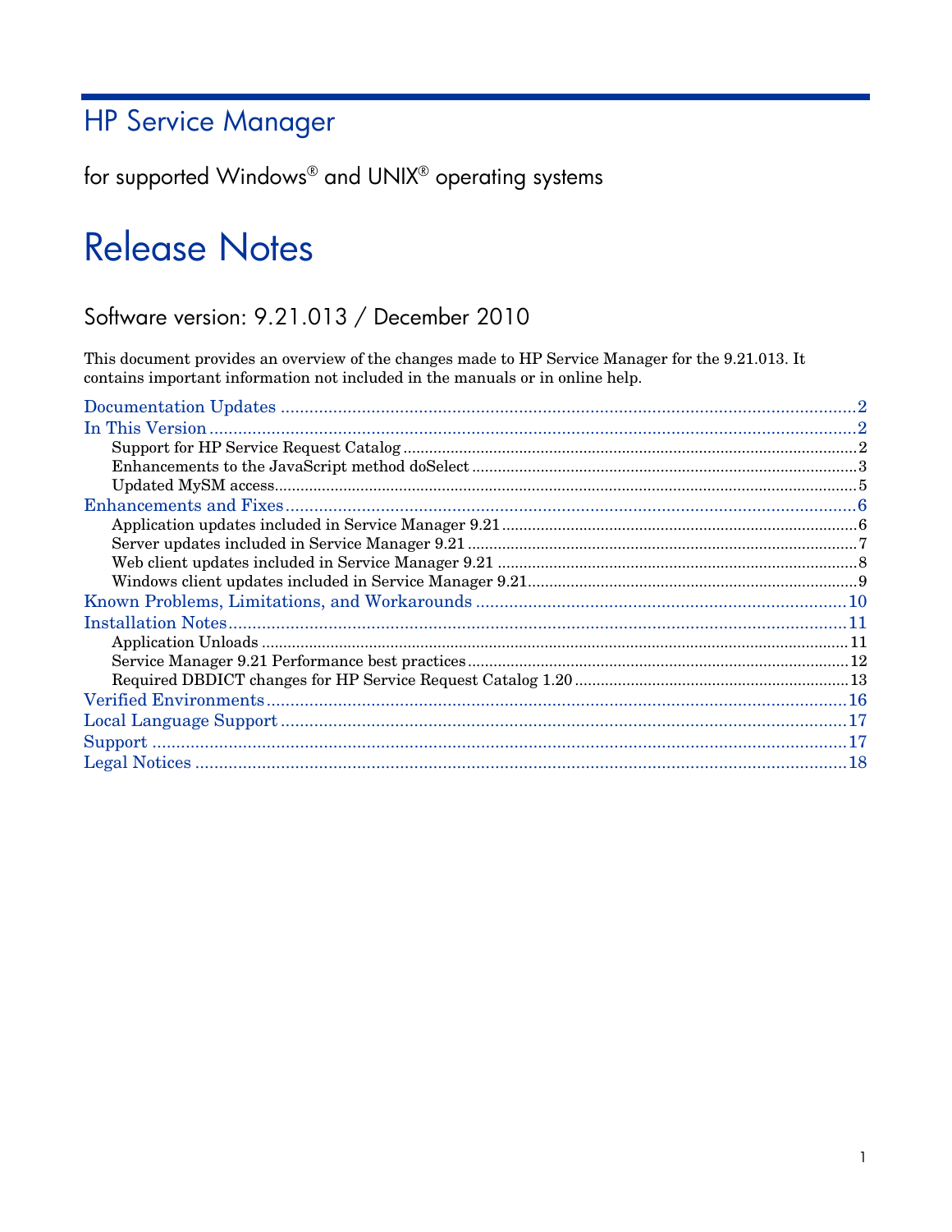# HP Service Manager

for supported Windows® and UNIX® operating systems

# Release Notes

## Software version: 9.21.013 / December 2010

This document provides an overview of the changes made to HP Service Manager for the 9.21.013. It contains important information not included in the manuals or in online help.

- Documentation Updates ........................................ 2
- In This Version ........................................ 2
  - Support for HP Service Request Catalog ........................................ 2
  - Enhancements to the JavaScript method doSelect ........................................ 3
  - Updated MySM access ........................................ 5
- Enhancements and Fixes ........................................ 6
  - Application updates included in Service Manager 9.21 ........................................ 6
  - Server updates included in Service Manager 9.21 ........................................ 7
  - Web client updates included in Service Manager 9.21 ........................................ 8
  - Windows client updates included in Service Manager 9.21 ........................................ 9
- Known Problems, Limitations, and Workarounds ........................................ 10
- Installation Notes ........................................ 11
  - Application Unloads ........................................ 11
  - Service Manager 9.21 Performance best practices ........................................ 12
  - Required DBDICT changes for HP Service Request Catalog 1.20 ........................................ 13
- Verified Environments ........................................ 16
- Local Language Support ........................................ 17
- Support ........................................ 17
- Legal Notices ........................................ 18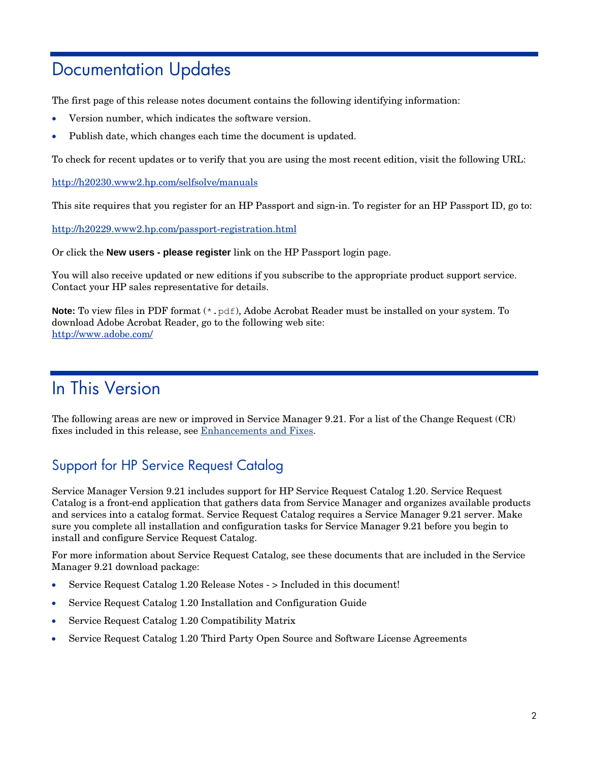# Documentation Updates

The first page of this release notes document contains the following identifying information:

- Version number, which indicates the software version.
- Publish date, which changes each time the document is updated.

To check for recent updates or to verify that you are using the most recent edition, visit the following URL:

http://h20230.www2.hp.com/selfsolve/manuals

This site requires that you register for an HP Passport and sign-in. To register for an HP Passport ID, go to:

http://h20229.www2.hp.com/passport-registration.html

Or click the **New users - please register** link on the HP Passport login page.

You will also receive updated or new editions if you subscribe to the appropriate product support service. Contact your HP sales representative for details.

**Note:** To view files in PDF format (`*.pdf`), Adobe Acrobat Reader must be installed on your system. To download Adobe Acrobat Reader, go to the following web site:
http://www.adobe.com/

# In This Version

The following areas are new or improved in Service Manager 9.21. For a list of the Change Request (CR) fixes included in this release, see Enhancements and Fixes.

## Support for HP Service Request Catalog

Service Manager Version 9.21 includes support for HP Service Request Catalog 1.20. Service Request Catalog is a front-end application that gathers data from Service Manager and organizes available products and services into a catalog format. Service Request Catalog requires a Service Manager 9.21 server. Make sure you complete all installation and configuration tasks for Service Manager 9.21 before you begin to install and configure Service Request Catalog.

For more information about Service Request Catalog, see these documents that are included in the Service Manager 9.21 download package:

- Service Request Catalog 1.20 Release Notes - > Included in this document!
- Service Request Catalog 1.20 Installation and Configuration Guide
- Service Request Catalog 1.20 Compatibility Matrix
- Service Request Catalog 1.20 Third Party Open Source and Software License Agreements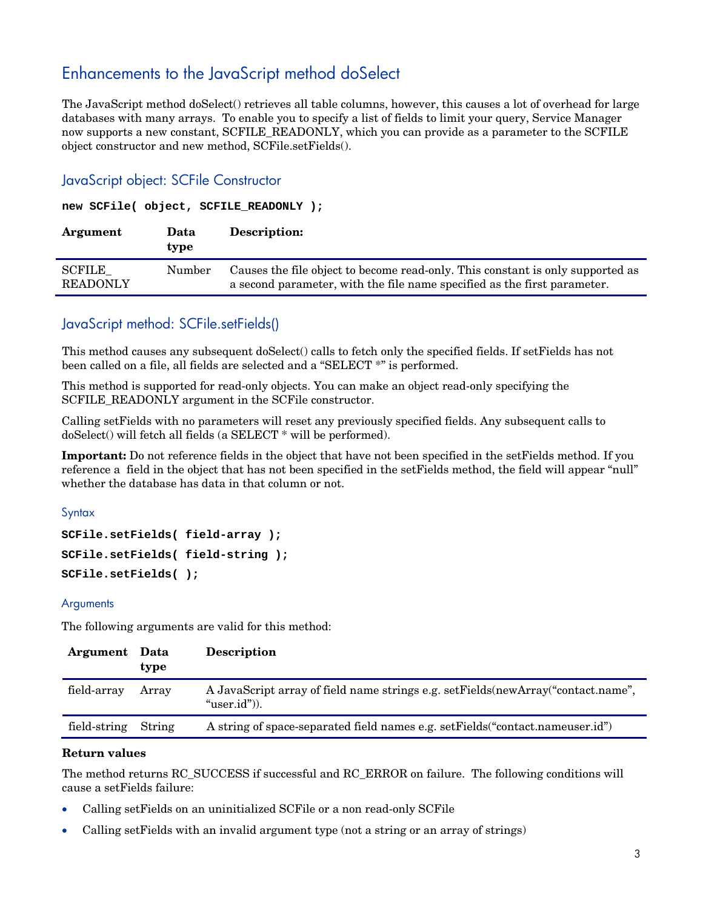## Enhancements to the JavaScript method doSelect

The JavaScript method doSelect() retrieves all table columns, however, this causes a lot of overhead for large databases with many arrays. To enable you to specify a list of fields to limit your query, Service Manager now supports a new constant, SCFILE_READONLY, which you can provide as a parameter to the SCFILE object constructor and new method, SCFile.setFields().

### JavaScript object: SCFile Constructor

```
new SCFile( object, SCFILE_READONLY );
```

| Argument | Data type | Description: |
|---|---|---|
| SCFILE_ READONLY | Number | Causes the file object to become read-only. This constant is only supported as a second parameter, with the file name specified as the first parameter. |

### JavaScript method: SCFile.setFields()

This method causes any subsequent doSelect() calls to fetch only the specified fields. If setFields has not been called on a file, all fields are selected and a "SELECT *" is performed.

This method is supported for read-only objects. You can make an object read-only specifying the SCFILE_READONLY argument in the SCFile constructor.

Calling setFields with no parameters will reset any previously specified fields. Any subsequent calls to doSelect() will fetch all fields (a SELECT * will be performed).

**Important:** Do not reference fields in the object that have not been specified in the setFields method. If you reference a field in the object that has not been specified in the setFields method, the field will appear "null" whether the database has data in that column or not.

#### Syntax

```
SCFile.setFields( field-array );
SCFile.setFields( field-string );
SCFile.setFields( );
```

#### Arguments

The following arguments are valid for this method:

| Argument | Data type | Description |
|---|---|---|
| field-array | Array | A JavaScript array of field name strings e.g. setFields(newArray("contact.name", "user.id")). |
| field-string | String | A string of space-separated field names e.g. setFields("contact.nameuser.id") |

**Return values**

The method returns RC_SUCCESS if successful and RC_ERROR on failure. The following conditions will cause a setFields failure:

- Calling setFields on an uninitialized SCFile or a non read-only SCFile
- Calling setFields with an invalid argument type (not a string or an array of strings)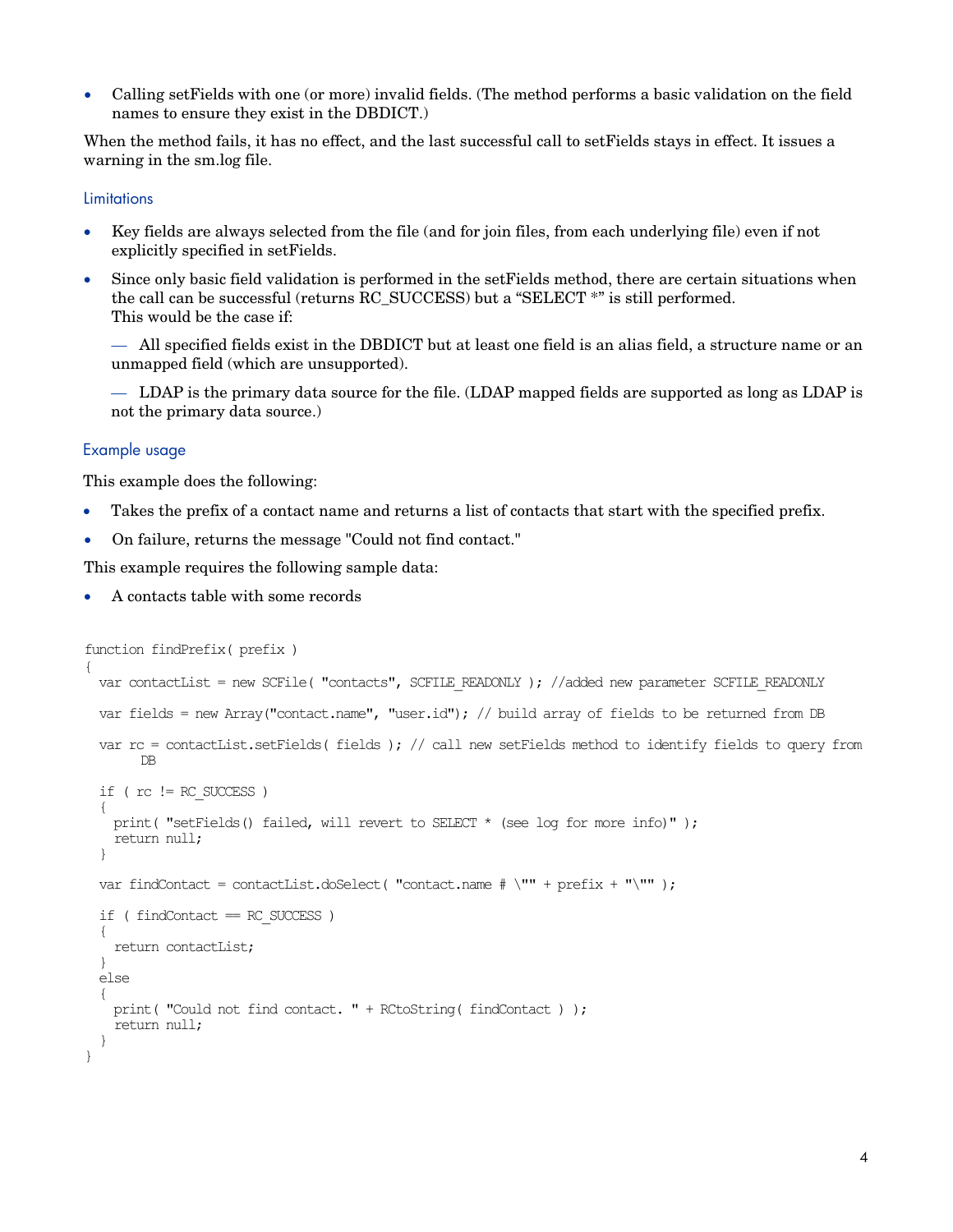- Calling setFields with one (or more) invalid fields. (The method performs a basic validation on the field names to ensure they exist in the DBDICT.)

When the method fails, it has no effect, and the last successful call to setFields stays in effect. It issues a warning in the sm.log file.

### Limitations

- Key fields are always selected from the file (and for join files, from each underlying file) even if not explicitly specified in setFields.
- Since only basic field validation is performed in the setFields method, there are certain situations when the call can be successful (returns RC_SUCCESS) but a “SELECT *” is still performed.
  This would be the case if:

  — All specified fields exist in the DBDICT but at least one field is an alias field, a structure name or an unmapped field (which are unsupported).

  — LDAP is the primary data source for the file. (LDAP mapped fields are supported as long as LDAP is not the primary data source.)

### Example usage

This example does the following:

- Takes the prefix of a contact name and returns a list of contacts that start with the specified prefix.
- On failure, returns the message "Could not find contact."

This example requires the following sample data:

- A contacts table with some records

```
function findPrefix( prefix )
{
  var contactList = new SCFile( "contacts", SCFILE_READONLY ); //added new parameter SCFILE_READONLY

  var fields = new Array("contact.name", "user.id"); // build array of fields to be returned from DB

  var rc = contactList.setFields( fields ); // call new setFields method to identify fields to query from
      DB

  if ( rc != RC_SUCCESS )
  {
    print( "setFields() failed, will revert to SELECT * (see log for more info)" );
    return null;
  }

  var findContact = contactList.doSelect( "contact.name # \"" + prefix + "\"" );

  if ( findContact == RC_SUCCESS )
  {
    return contactList;
  }
  else
  {
    print( "Could not find contact. " + RCtoString( findContact ) );
    return null;
  }
}
```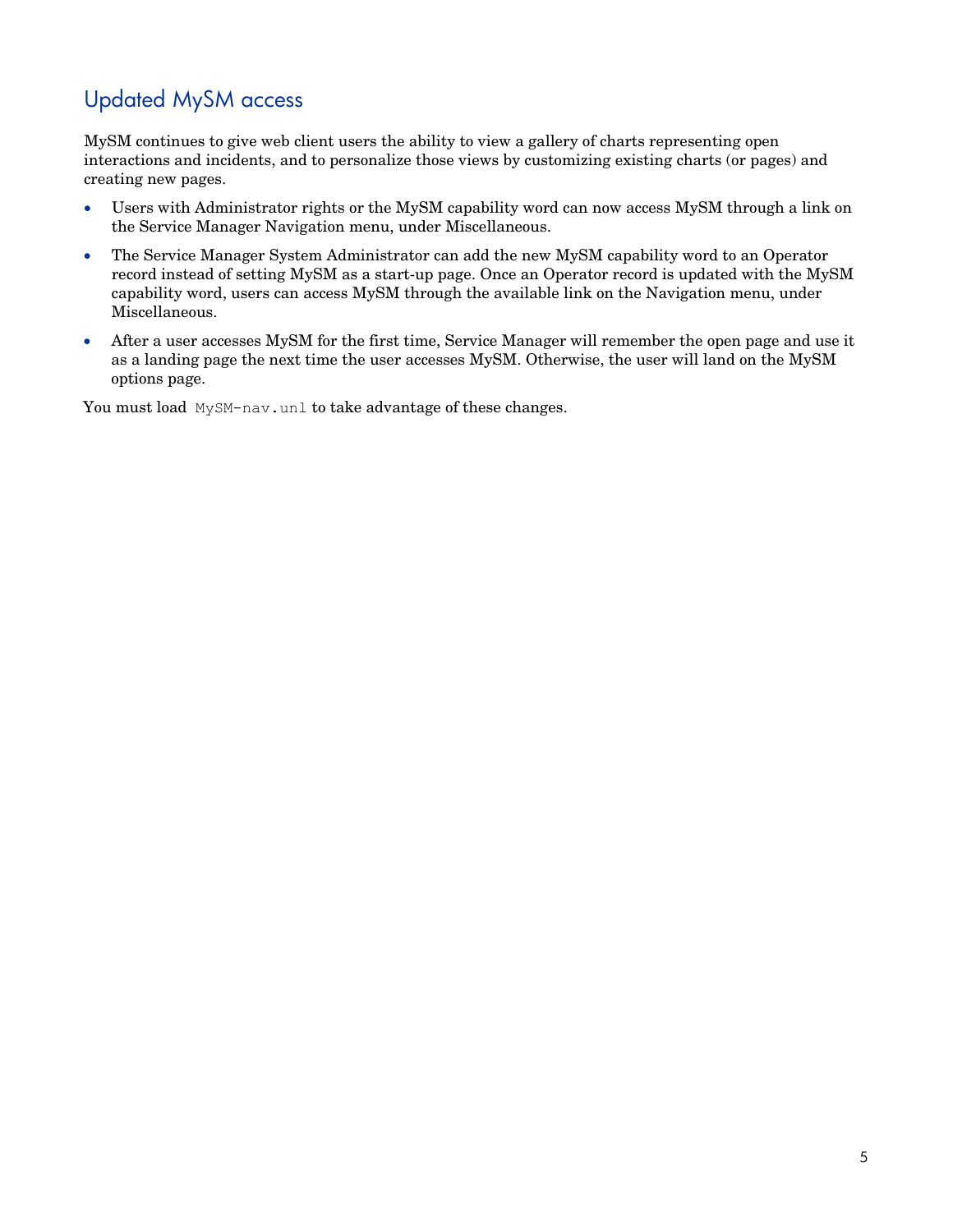## Updated MySM access

MySM continues to give web client users the ability to view a gallery of charts representing open interactions and incidents, and to personalize those views by customizing existing charts (or pages) and creating new pages.

- Users with Administrator rights or the MySM capability word can now access MySM through a link on the Service Manager Navigation menu, under Miscellaneous.
- The Service Manager System Administrator can add the new MySM capability word to an Operator record instead of setting MySM as a start-up page. Once an Operator record is updated with the MySM capability word, users can access MySM through the available link on the Navigation menu, under Miscellaneous.
- After a user accesses MySM for the first time, Service Manager will remember the open page and use it as a landing page the next time the user accesses MySM. Otherwise, the user will land on the MySM options page.

You must load `MySM-nav.unl` to take advantage of these changes.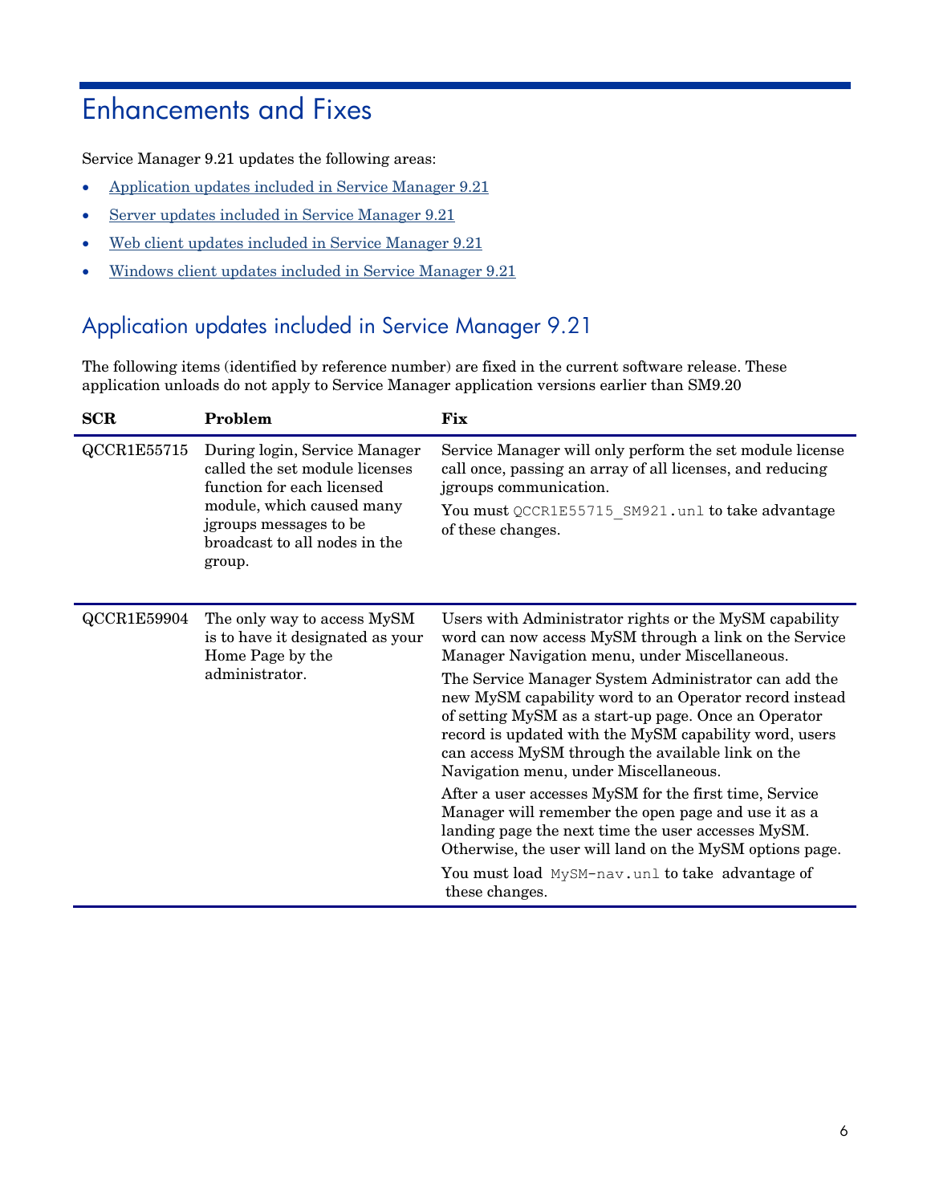# Enhancements and Fixes

Service Manager 9.21 updates the following areas:

- Application updates included in Service Manager 9.21
- Server updates included in Service Manager 9.21
- Web client updates included in Service Manager 9.21
- Windows client updates included in Service Manager 9.21

## Application updates included in Service Manager 9.21

The following items (identified by reference number) are fixed in the current software release. These application unloads do not apply to Service Manager application versions earlier than SM9.20

| SCR | Problem | Fix |
|---|---|---|
| QCCR1E55715 | During login, Service Manager called the set module licenses function for each licensed module, which caused many jgroups messages to be broadcast to all nodes in the group. | Service Manager will only perform the set module license call once, passing an array of all licenses, and reducing jgroups communication.<br>You must `QCCR1E55715_SM921.unl` to take advantage of these changes. |
| QCCR1E59904 | The only way to access MySM is to have it designated as your Home Page by the administrator. | Users with Administrator rights or the MySM capability word can now access MySM through a link on the Service Manager Navigation menu, under Miscellaneous.<br>The Service Manager System Administrator can add the new MySM capability word to an Operator record instead of setting MySM as a start-up page. Once an Operator record is updated with the MySM capability word, users can access MySM through the available link on the Navigation menu, under Miscellaneous.<br>After a user accesses MySM for the first time, Service Manager will remember the open page and use it as a landing page the next time the user accesses MySM. Otherwise, the user will land on the MySM options page.<br>You must load `MySM-nav.unl` to take advantage of these changes. |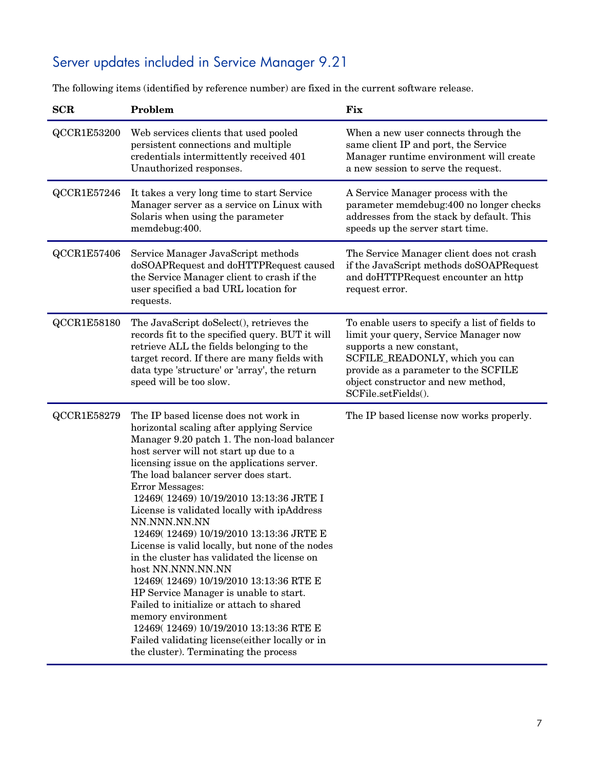## Server updates included in Service Manager 9.21

The following items (identified by reference number) are fixed in the current software release.

| SCR | Problem | Fix |
|---|---|---|
| QCCR1E53200 | Web services clients that used pooled persistent connections and multiple credentials intermittently received 401 Unauthorized responses. | When a new user connects through the same client IP and port, the Service Manager runtime environment will create a new session to serve the request. |
| QCCR1E57246 | It takes a very long time to start Service Manager server as a service on Linux with Solaris when using the parameter memdebug:400. | A Service Manager process with the parameter memdebug:400 no longer checks addresses from the stack by default. This speeds up the server start time. |
| QCCR1E57406 | Service Manager JavaScript methods doSOAPRequest and doHTTPRequest caused the Service Manager client to crash if the user specified a bad URL location for requests. | The Service Manager client does not crash if the JavaScript methods doSOAPRequest and doHTTPRequest encounter an http request error. |
| QCCR1E58180 | The JavaScript doSelect(), retrieves the records fit to the specified query. BUT it will retrieve ALL the fields belonging to the target record. If there are many fields with data type 'structure' or 'array', the return speed will be too slow. | To enable users to specify a list of fields to limit your query, Service Manager now supports a new constant, SCFILE_READONLY, which you can provide as a parameter to the SCFILE object constructor and new method, SCFile.setFields(). |
| QCCR1E58279 | The IP based license does not work in horizontal scaling after applying Service Manager 9.20 patch 1. The non-load balancer host server will not start up due to a licensing issue on the applications server. The load balancer server does start.<br>Error Messages:<br>12469( 12469) 10/19/2010 13:13:36 JRTE I License is validated locally with ipAddress NN.NNN.NN.NN<br>12469( 12469) 10/19/2010 13:13:36 JRTE E License is valid locally, but none of the nodes in the cluster has validated the license on host NN.NNN.NN.NN<br>12469( 12469) 10/19/2010 13:13:36 RTE E HP Service Manager is unable to start. Failed to initialize or attach to shared memory environment<br>12469( 12469) 10/19/2010 13:13:36 RTE E Failed validating license(either locally or in the cluster). Terminating the process | The IP based license now works properly. |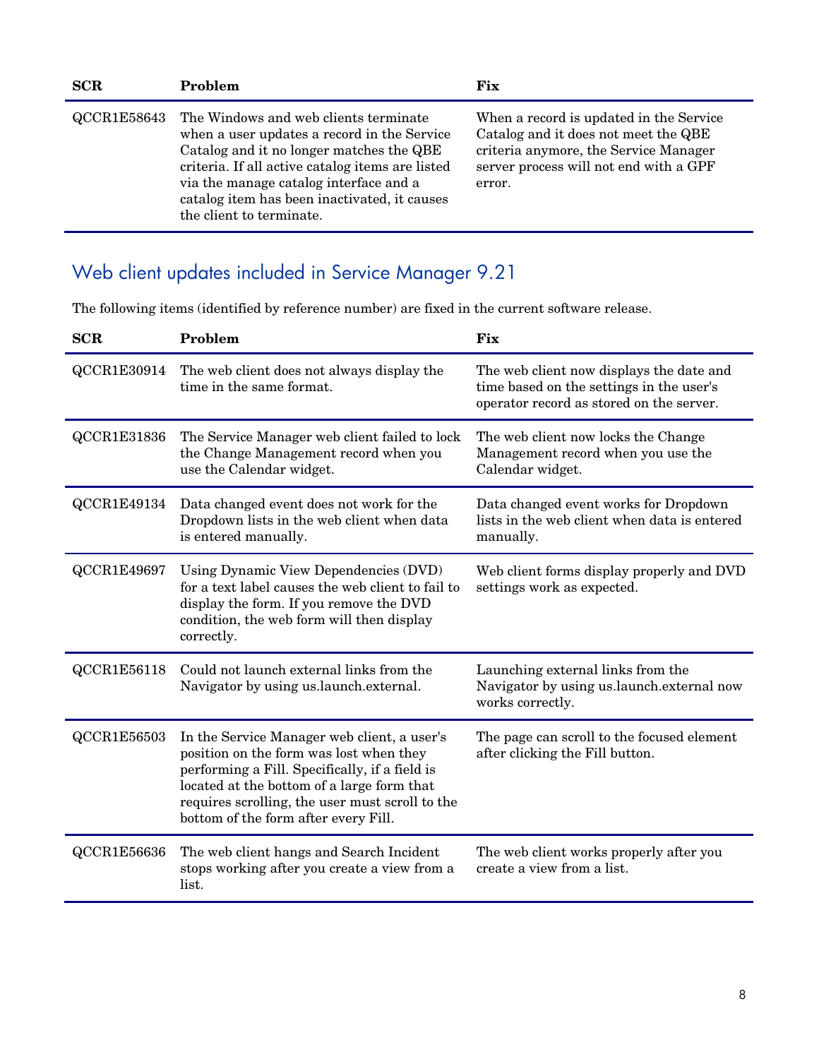| SCR | Problem | Fix |
| --- | --- | --- |
| QCCR1E58643 | The Windows and web clients terminate when a user updates a record in the Service Catalog and it no longer matches the QBE criteria. If all active catalog items are listed via the manage catalog interface and a catalog item has been inactivated, it causes the client to terminate. | When a record is updated in the Service Catalog and it does not meet the QBE criteria anymore, the Service Manager server process will not end with a GPF error. |

## Web client updates included in Service Manager 9.21

The following items (identified by reference number) are fixed in the current software release.

| SCR | Problem | Fix |
| --- | --- | --- |
| QCCR1E30914 | The web client does not always display the time in the same format. | The web client now displays the date and time based on the settings in the user's operator record as stored on the server. |
| QCCR1E31836 | The Service Manager web client failed to lock the Change Management record when you use the Calendar widget. | The web client now locks the Change Management record when you use the Calendar widget. |
| QCCR1E49134 | Data changed event does not work for the Dropdown lists in the web client when data is entered manually. | Data changed event works for Dropdown lists in the web client when data is entered manually. |
| QCCR1E49697 | Using Dynamic View Dependencies (DVD) for a text label causes the web client to fail to display the form. If you remove the DVD condition, the web form will then display correctly. | Web client forms display properly and DVD settings work as expected. |
| QCCR1E56118 | Could not launch external links from the Navigator by using us.launch.external. | Launching external links from the Navigator by using us.launch.external now works correctly. |
| QCCR1E56503 | In the Service Manager web client, a user's position on the form was lost when they performing a Fill. Specifically, if a field is located at the bottom of a large form that requires scrolling, the user must scroll to the bottom of the form after every Fill. | The page can scroll to the focused element after clicking the Fill button. |
| QCCR1E56636 | The web client hangs and Search Incident stops working after you create a view from a list. | The web client works properly after you create a view from a list. |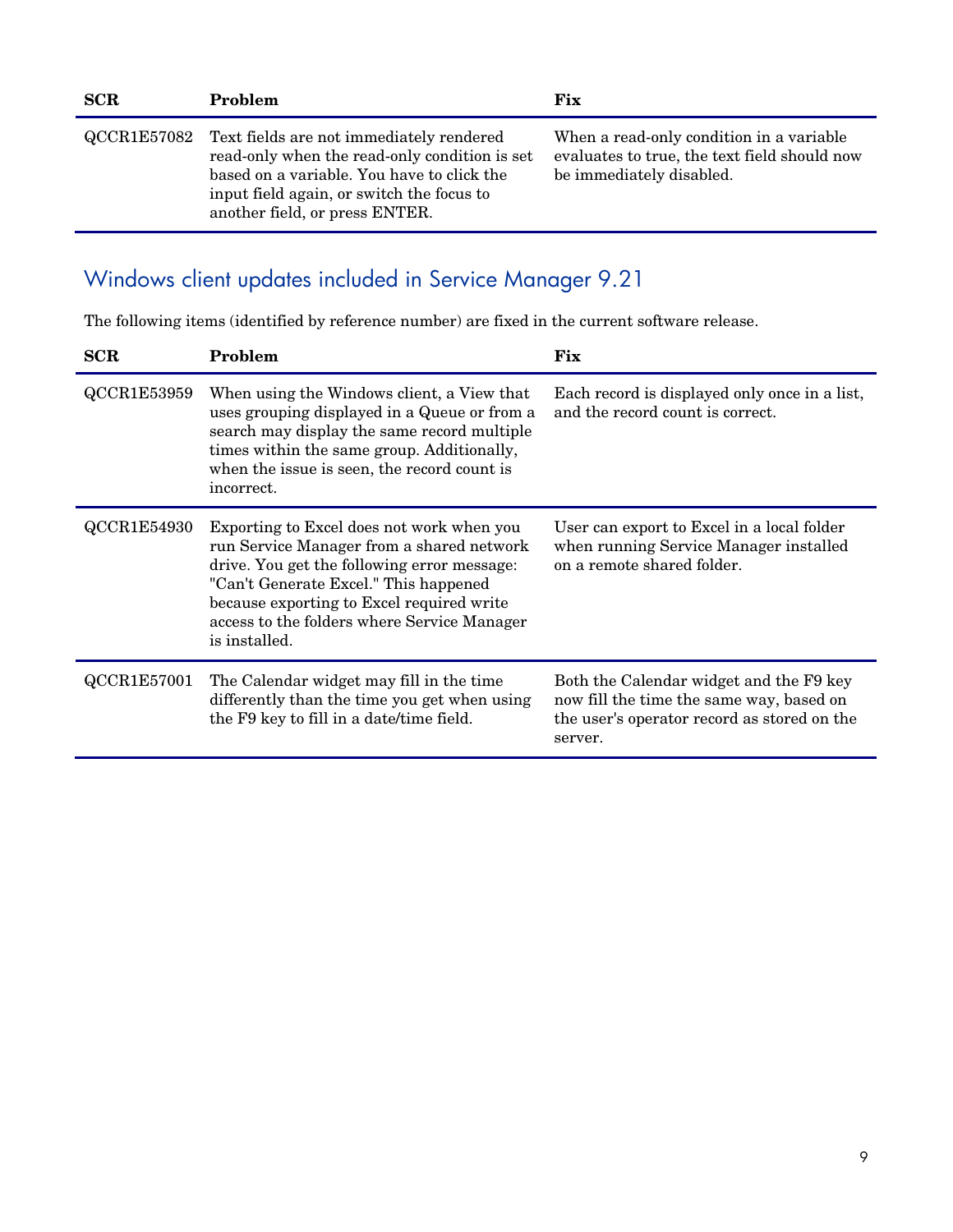| SCR | Problem | Fix |
|---|---|---|
| QCCR1E57082 | Text fields are not immediately rendered read-only when the read-only condition is set based on a variable. You have to click the input field again, or switch the focus to another field, or press ENTER. | When a read-only condition in a variable evaluates to true, the text field should now be immediately disabled. |

## Windows client updates included in Service Manager 9.21

The following items (identified by reference number) are fixed in the current software release.

| SCR | Problem | Fix |
|---|---|---|
| QCCR1E53959 | When using the Windows client, a View that uses grouping displayed in a Queue or from a search may display the same record multiple times within the same group. Additionally, when the issue is seen, the record count is incorrect. | Each record is displayed only once in a list, and the record count is correct. |
| QCCR1E54930 | Exporting to Excel does not work when you run Service Manager from a shared network drive. You get the following error message: "Can't Generate Excel." This happened because exporting to Excel required write access to the folders where Service Manager is installed. | User can export to Excel in a local folder when running Service Manager installed on a remote shared folder. |
| QCCR1E57001 | The Calendar widget may fill in the time differently than the time you get when using the F9 key to fill in a date/time field. | Both the Calendar widget and the F9 key now fill the time the same way, based on the user's operator record as stored on the server. |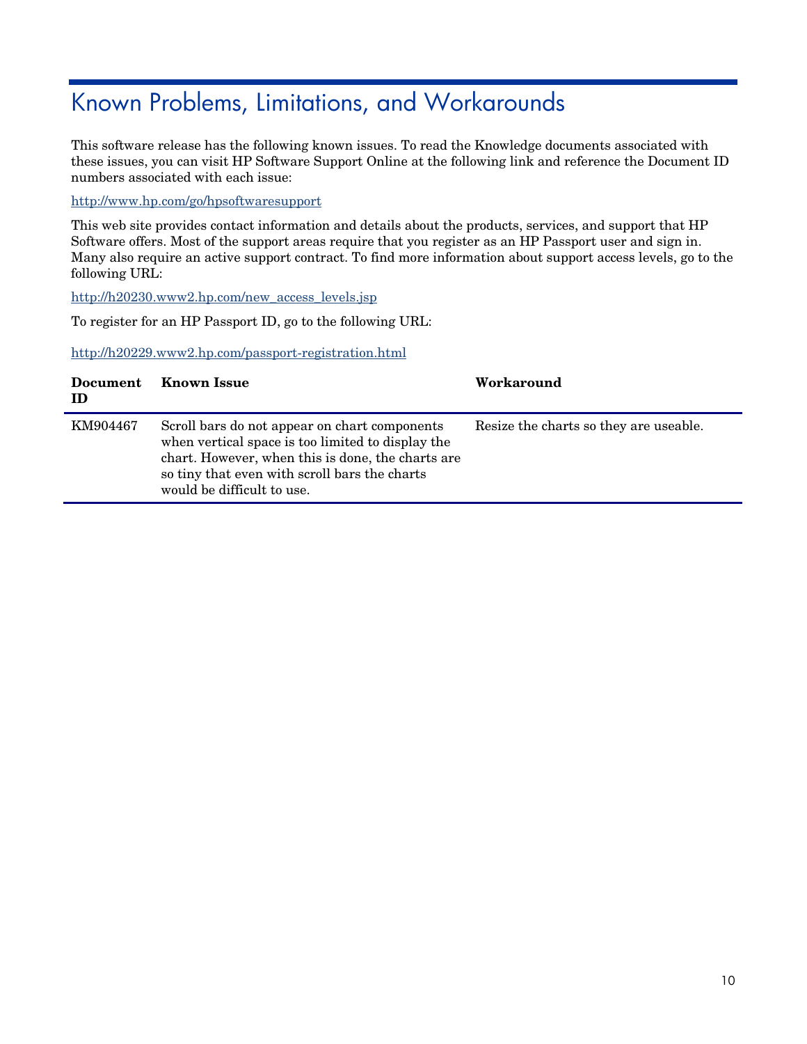# Known Problems, Limitations, and Workarounds

This software release has the following known issues. To read the Knowledge documents associated with these issues, you can visit HP Software Support Online at the following link and reference the Document ID numbers associated with each issue:

http://www.hp.com/go/hpsoftwaresupport

This web site provides contact information and details about the products, services, and support that HP Software offers. Most of the support areas require that you register as an HP Passport user and sign in. Many also require an active support contract. To find more information about support access levels, go to the following URL:

http://h20230.www2.hp.com/new_access_levels.jsp

To register for an HP Passport ID, go to the following URL:

http://h20229.www2.hp.com/passport-registration.html

| Document ID | Known Issue | Workaround |
| --- | --- | --- |
| KM904467 | Scroll bars do not appear on chart components when vertical space is too limited to display the chart. However, when this is done, the charts are so tiny that even with scroll bars the charts would be difficult to use. | Resize the charts so they are useable. |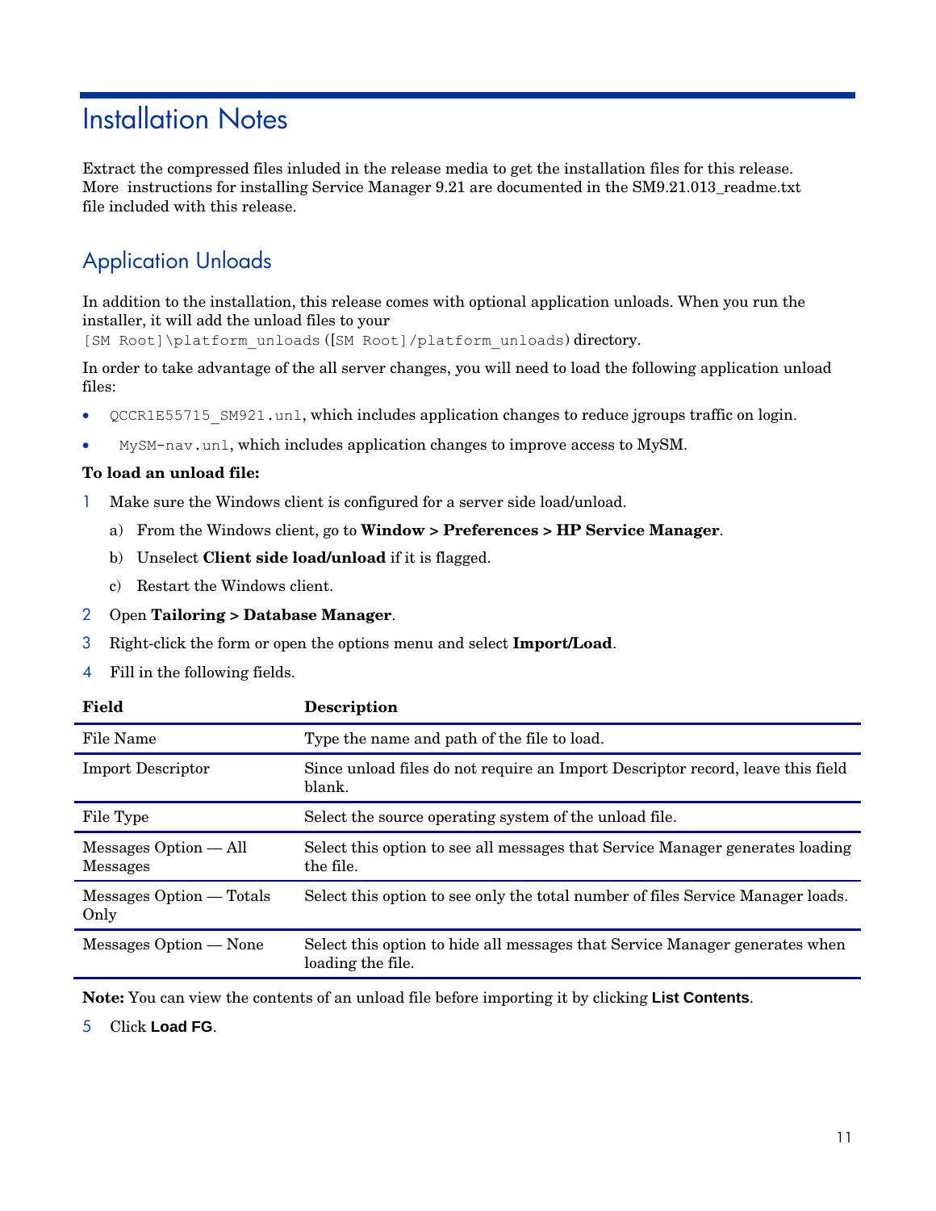# Installation Notes

Extract the compressed files inluded in the release media to get the installation files for this release. More instructions for installing Service Manager 9.21 are documented in the SM9.21.013_readme.txt file included with this release.

## Application Unloads

In addition to the installation, this release comes with optional application unloads. When you run the installer, it will add the unload files to your `[SM Root]\platform_unloads` (`[SM Root]/platform_unloads`) directory.

In order to take advantage of the all server changes, you will need to load the following application unload files:

- `QCCR1E55715_SM921.unl`, which includes application changes to reduce jgroups traffic on login.
- `MySM-nav.unl`, which includes application changes to improve access to MySM.

**To load an unload file:**

1. Make sure the Windows client is configured for a server side load/unload.
   a) From the Windows client, go to **Window > Preferences > HP Service Manager**.
   b) Unselect **Client side load/unload** if it is flagged.
   c) Restart the Windows client.
2. Open **Tailoring > Database Manager**.
3. Right-click the form or open the options menu and select **Import/Load**.
4. Fill in the following fields.

| Field | Description |
|---|---|
| File Name | Type the name and path of the file to load. |
| Import Descriptor | Since unload files do not require an Import Descriptor record, leave this field blank. |
| File Type | Select the source operating system of the unload file. |
| Messages Option — All Messages | Select this option to see all messages that Service Manager generates loading the file. |
| Messages Option — Totals Only | Select this option to see only the total number of files Service Manager loads. |
| Messages Option — None | Select this option to hide all messages that Service Manager generates when loading the file. |

**Note:** You can view the contents of an unload file before importing it by clicking **List Contents**.

5. Click **Load FG**.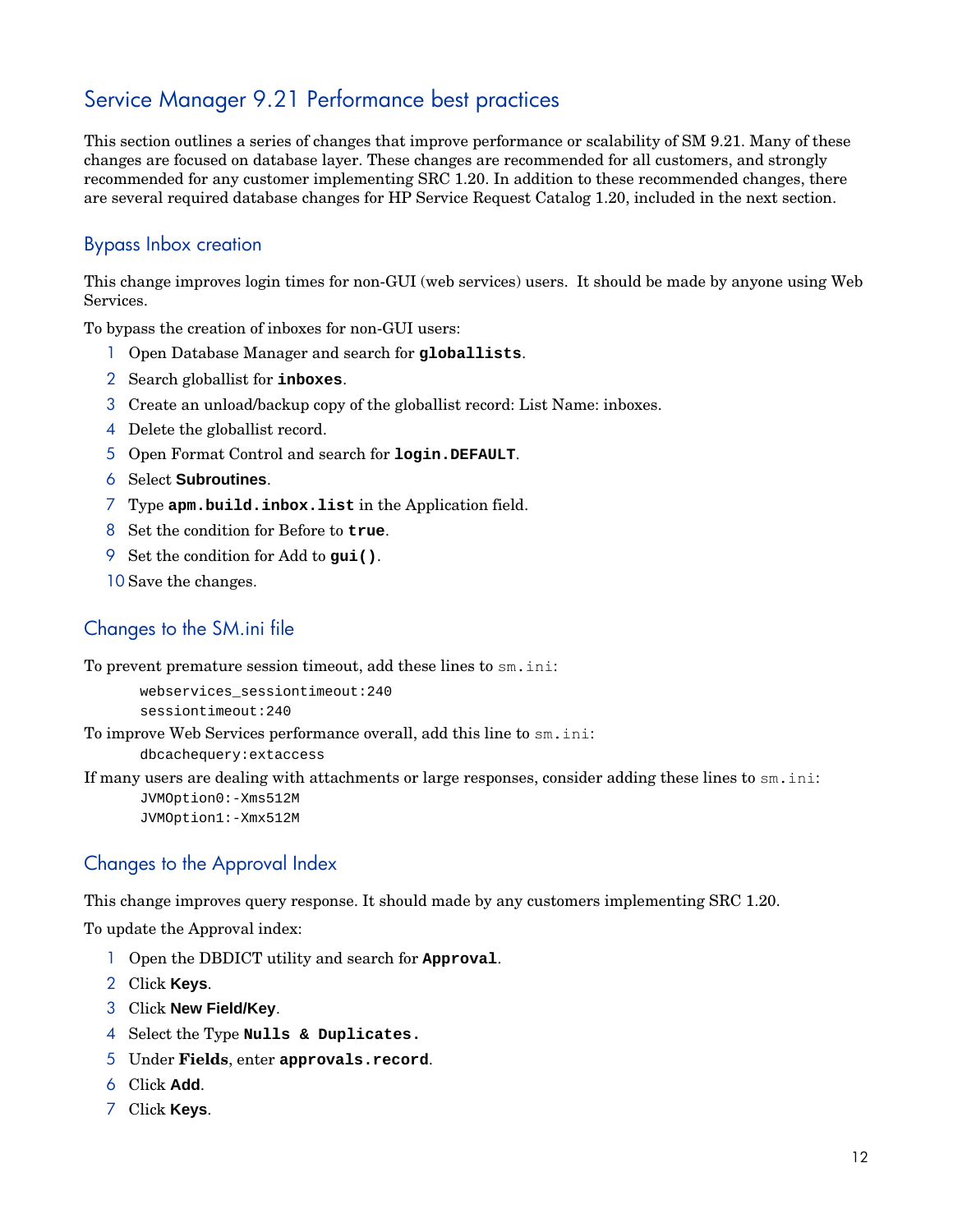# Service Manager 9.21 Performance best practices

This section outlines a series of changes that improve performance or scalability of SM 9.21. Many of these changes are focused on database layer. These changes are recommended for all customers, and strongly recommended for any customer implementing SRC 1.20. In addition to these recommended changes, there are several required database changes for HP Service Request Catalog 1.20, included in the next section.

## Bypass Inbox creation

This change improves login times for non-GUI (web services) users. It should be made by anyone using Web Services.

To bypass the creation of inboxes for non-GUI users:

1. Open Database Manager and search for **`globallists`**.
2. Search globallist for **`inboxes`**.
3. Create an unload/backup copy of the globallist record: List Name: inboxes.
4. Delete the globallist record.
5. Open Format Control and search for **`login.DEFAULT`**.
6. Select **Subroutines**.
7. Type **`apm.build.inbox.list`** in the Application field.
8. Set the condition for Before to **`true`**.
9. Set the condition for Add to **`gui()`**.
10. Save the changes.

## Changes to the SM.ini file

To prevent premature session timeout, add these lines to `sm.ini`:

```
webservices_sessiontimeout:240
sessiontimeout:240
```

To improve Web Services performance overall, add this line to `sm.ini`:

```
dbcachequery:extaccess
```

If many users are dealing with attachments or large responses, consider adding these lines to `sm.ini`:

```
JVMOption0:-Xms512M
JVMOption1:-Xmx512M
```

## Changes to the Approval Index

This change improves query response. It should made by any customers implementing SRC 1.20.

To update the Approval index:

1. Open the DBDICT utility and search for **`Approval`**.
2. Click **Keys**.
3. Click **New Field/Key**.
4. Select the Type **`Nulls & Duplicates.`**
5. Under **Fields**, enter **`approvals.record`**.
6. Click **Add**.
7. Click **Keys**.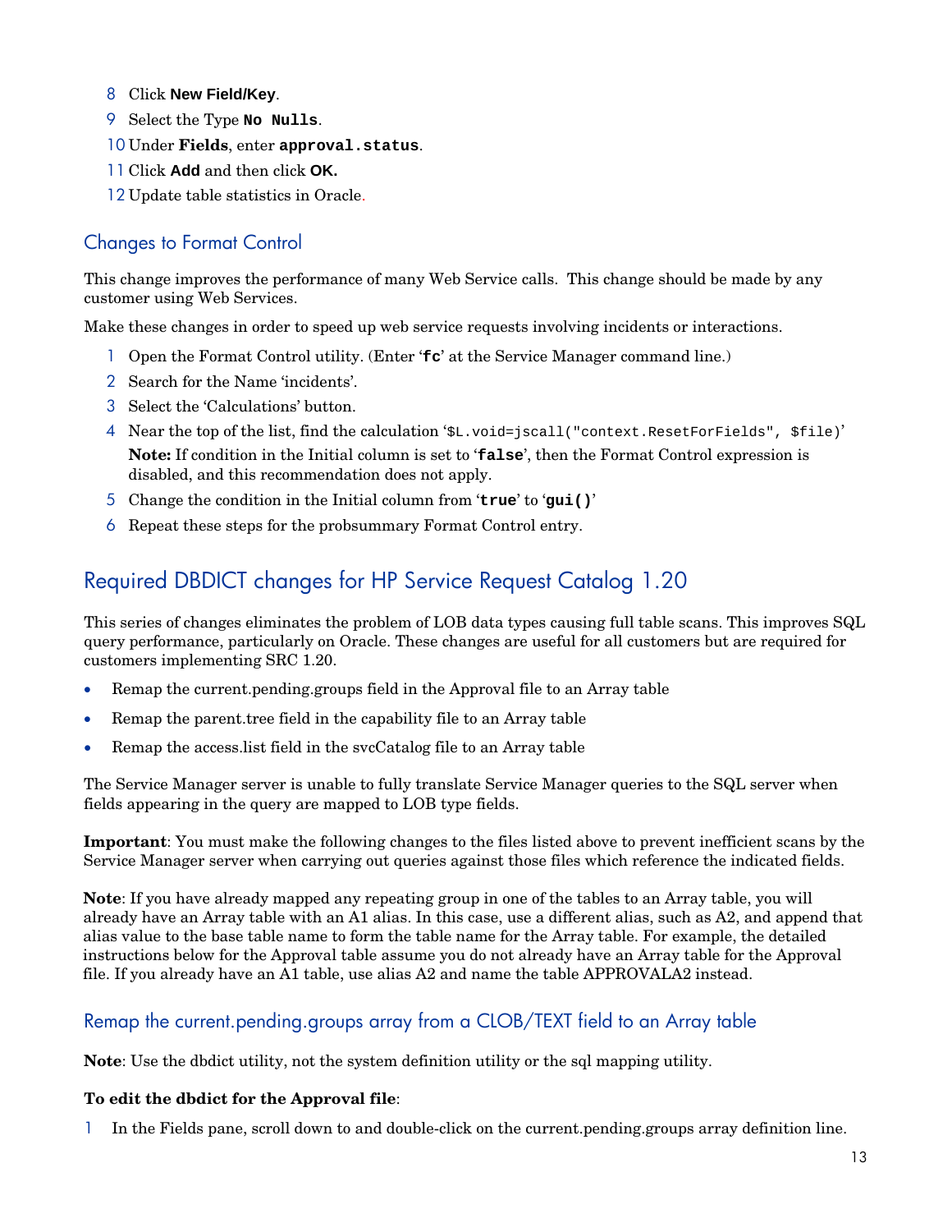8 Click **New Field/Key**.
9 Select the Type `No Nulls`.
10 Under **Fields**, enter `approval.status`.
11 Click **Add** and then click **OK.**
12 Update table statistics in Oracle.

## Changes to Format Control

This change improves the performance of many Web Service calls. This change should be made by any customer using Web Services.

Make these changes in order to speed up web service requests involving incidents or interactions.

1 Open the Format Control utility. (Enter '**fc**' at the Service Manager command line.)
2 Search for the Name 'incidents'.
3 Select the 'Calculations' button.
4 Near the top of the list, find the calculation '`$L.void=jscall("context.ResetForFields", $file)`'
   **Note:** If condition in the Initial column is set to '**false**', then the Format Control expression is disabled, and this recommendation does not apply.
5 Change the condition in the Initial column from '**true**' to '**gui()**'
6 Repeat these steps for the probsummary Format Control entry.

# Required DBDICT changes for HP Service Request Catalog 1.20

This series of changes eliminates the problem of LOB data types causing full table scans. This improves SQL query performance, particularly on Oracle. These changes are useful for all customers but are required for customers implementing SRC 1.20.

- Remap the current.pending.groups field in the Approval file to an Array table
- Remap the parent.tree field in the capability file to an Array table
- Remap the access.list field in the svcCatalog file to an Array table

The Service Manager server is unable to fully translate Service Manager queries to the SQL server when fields appearing in the query are mapped to LOB type fields.

**Important**: You must make the following changes to the files listed above to prevent inefficient scans by the Service Manager server when carrying out queries against those files which reference the indicated fields.

**Note**: If you have already mapped any repeating group in one of the tables to an Array table, you will already have an Array table with an A1 alias. In this case, use a different alias, such as A2, and append that alias value to the base table name to form the table name for the Array table. For example, the detailed instructions below for the Approval table assume you do not already have an Array table for the Approval file. If you already have an A1 table, use alias A2 and name the table APPROVALA2 instead.

## Remap the current.pending.groups array from a CLOB/TEXT field to an Array table

**Note**: Use the dbdict utility, not the system definition utility or the sql mapping utility.

**To edit the dbdict for the Approval file**:

1 In the Fields pane, scroll down to and double-click on the current.pending.groups array definition line.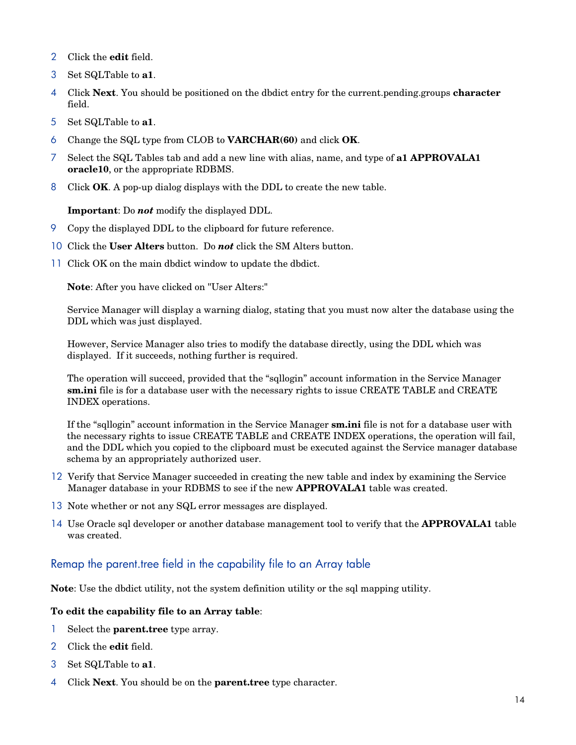2. Click the **edit** field.
3. Set SQLTable to **a1**.
4. Click **Next**. You should be positioned on the dbdict entry for the current.pending.groups **character** field.
5. Set SQLTable to **a1**.
6. Change the SQL type from CLOB to **VARCHAR(60)** and click **OK**.
7. Select the SQL Tables tab and add a new line with alias, name, and type of **a1 APPROVALA1 oracle10**, or the appropriate RDBMS.
8. Click **OK**. A pop-up dialog displays with the DDL to create the new table.

   **Important**: Do ***not*** modify the displayed DDL.
9. Copy the displayed DDL to the clipboard for future reference.
10. Click the **User Alters** button. Do ***not*** click the SM Alters button.
11. Click OK on the main dbdict window to update the dbdict.

    **Note**: After you have clicked on "User Alters:"

    Service Manager will display a warning dialog, stating that you must now alter the database using the DDL which was just displayed.

    However, Service Manager also tries to modify the database directly, using the DDL which was displayed. If it succeeds, nothing further is required.

    The operation will succeed, provided that the "sqllogin" account information in the Service Manager **sm.ini** file is for a database user with the necessary rights to issue CREATE TABLE and CREATE INDEX operations.

    If the "sqllogin" account information in the Service Manager **sm.ini** file is not for a database user with the necessary rights to issue CREATE TABLE and CREATE INDEX operations, the operation will fail, and the DDL which you copied to the clipboard must be executed against the Service manager database schema by an appropriately authorized user.
12. Verify that Service Manager succeeded in creating the new table and index by examining the Service Manager database in your RDBMS to see if the new **APPROVALA1** table was created.
13. Note whether or not any SQL error messages are displayed.
14. Use Oracle sql developer or another database management tool to verify that the **APPROVALA1** table was created.

## Remap the parent.tree field in the capability file to an Array table

**Note**: Use the dbdict utility, not the system definition utility or the sql mapping utility.

**To edit the capability file to an Array table**:

1. Select the **parent.tree** type array.
2. Click the **edit** field.
3. Set SQLTable to **a1**.
4. Click **Next**. You should be on the **parent.tree** type character.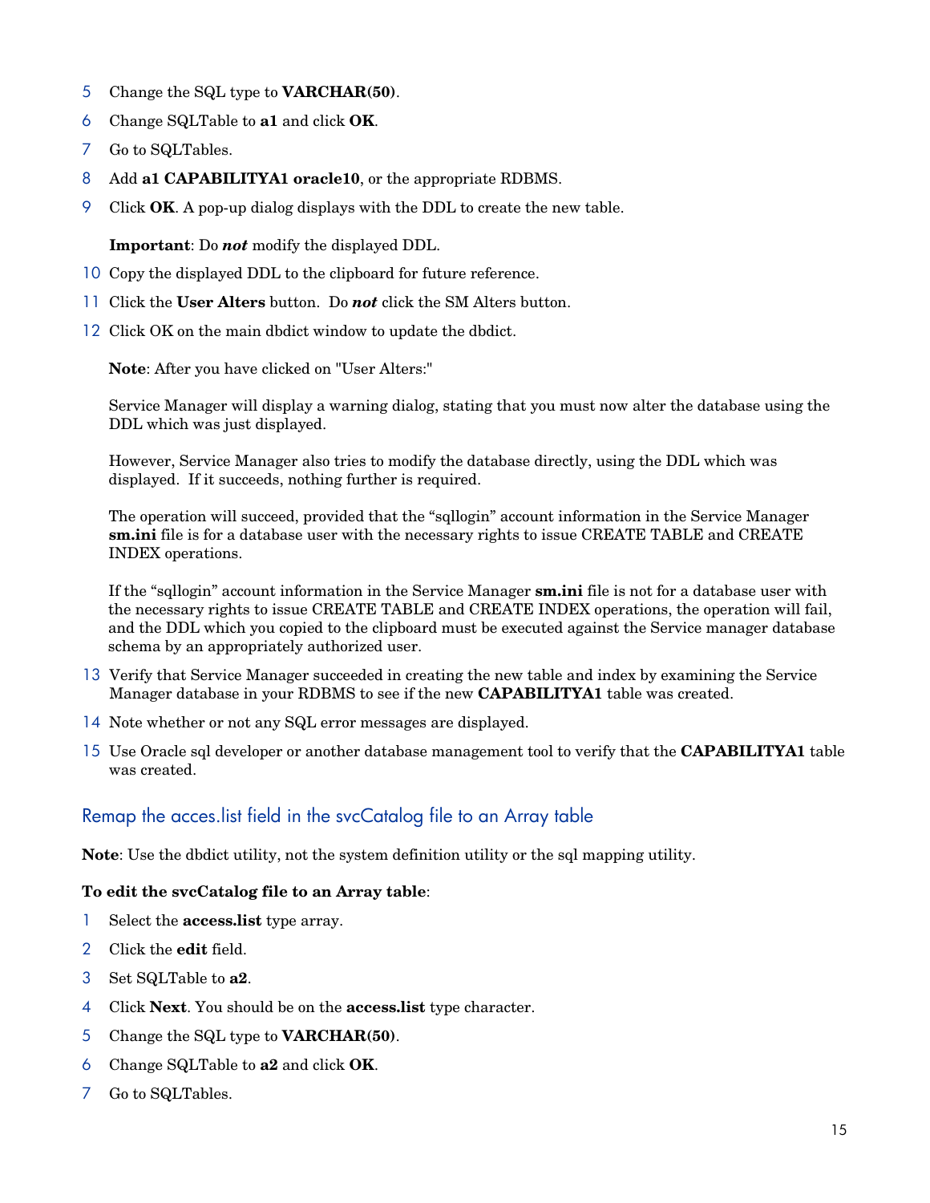5. Change the SQL type to **VARCHAR(50)**.
6. Change SQLTable to **a1** and click **OK**.
7. Go to SQLTables.
8. Add **a1 CAPABILITYA1 oracle10**, or the appropriate RDBMS.
9. Click **OK**. A pop-up dialog displays with the DDL to create the new table.

   **Important**: Do ***not*** modify the displayed DDL.
10. Copy the displayed DDL to the clipboard for future reference.
11. Click the **User Alters** button. Do ***not*** click the SM Alters button.
12. Click OK on the main dbdict window to update the dbdict.

    **Note**: After you have clicked on "User Alters:"

    Service Manager will display a warning dialog, stating that you must now alter the database using the DDL which was just displayed.

    However, Service Manager also tries to modify the database directly, using the DDL which was displayed. If it succeeds, nothing further is required.

    The operation will succeed, provided that the "sqllogin" account information in the Service Manager **sm.ini** file is for a database user with the necessary rights to issue CREATE TABLE and CREATE INDEX operations.

    If the "sqllogin" account information in the Service Manager **sm.ini** file is not for a database user with the necessary rights to issue CREATE TABLE and CREATE INDEX operations, the operation will fail, and the DDL which you copied to the clipboard must be executed against the Service manager database schema by an appropriately authorized user.
13. Verify that Service Manager succeeded in creating the new table and index by examining the Service Manager database in your RDBMS to see if the new **CAPABILITYA1** table was created.
14. Note whether or not any SQL error messages are displayed.
15. Use Oracle sql developer or another database management tool to verify that the **CAPABILITYA1** table was created.

## Remap the acces.list field in the svcCatalog file to an Array table

**Note**: Use the dbdict utility, not the system definition utility or the sql mapping utility.

**To edit the svcCatalog file to an Array table**:

1. Select the **access.list** type array.
2. Click the **edit** field.
3. Set SQLTable to **a2**.
4. Click **Next**. You should be on the **access.list** type character.
5. Change the SQL type to **VARCHAR(50)**.
6. Change SQLTable to **a2** and click **OK**.
7. Go to SQLTables.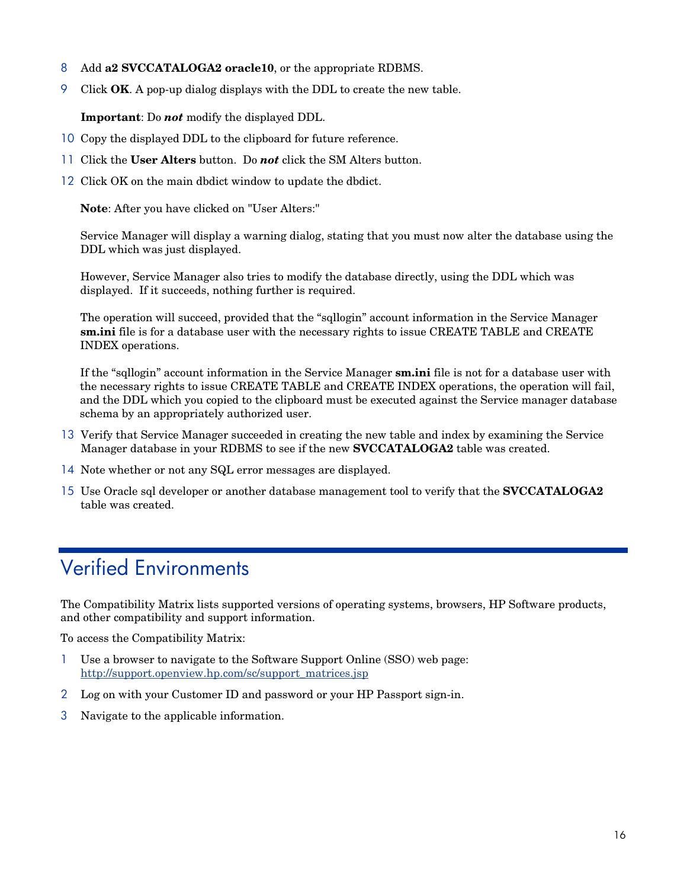8. Add **a2 SVCCATALOGA2 oracle10**, or the appropriate RDBMS.
9. Click **OK**. A pop-up dialog displays with the DDL to create the new table.

   **Important**: Do ***not*** modify the displayed DDL.

10. Copy the displayed DDL to the clipboard for future reference.
11. Click the **User Alters** button. Do ***not*** click the SM Alters button.
12. Click OK on the main dbdict window to update the dbdict.

    **Note**: After you have clicked on "User Alters:"

    Service Manager will display a warning dialog, stating that you must now alter the database using the DDL which was just displayed.

    However, Service Manager also tries to modify the database directly, using the DDL which was displayed. If it succeeds, nothing further is required.

    The operation will succeed, provided that the "sqllogin" account information in the Service Manager **sm.ini** file is for a database user with the necessary rights to issue CREATE TABLE and CREATE INDEX operations.

    If the "sqllogin" account information in the Service Manager **sm.ini** file is not for a database user with the necessary rights to issue CREATE TABLE and CREATE INDEX operations, the operation will fail, and the DDL which you copied to the clipboard must be executed against the Service manager database schema by an appropriately authorized user.

13. Verify that Service Manager succeeded in creating the new table and index by examining the Service Manager database in your RDBMS to see if the new **SVCCATALOGA2** table was created.
14. Note whether or not any SQL error messages are displayed.
15. Use Oracle sql developer or another database management tool to verify that the **SVCCATALOGA2** table was created.

# Verified Environments

The Compatibility Matrix lists supported versions of operating systems, browsers, HP Software products, and other compatibility and support information.

To access the Compatibility Matrix:

1. Use a browser to navigate to the Software Support Online (SSO) web page: http://support.openview.hp.com/sc/support_matrices.jsp
2. Log on with your Customer ID and password or your HP Passport sign-in.
3. Navigate to the applicable information.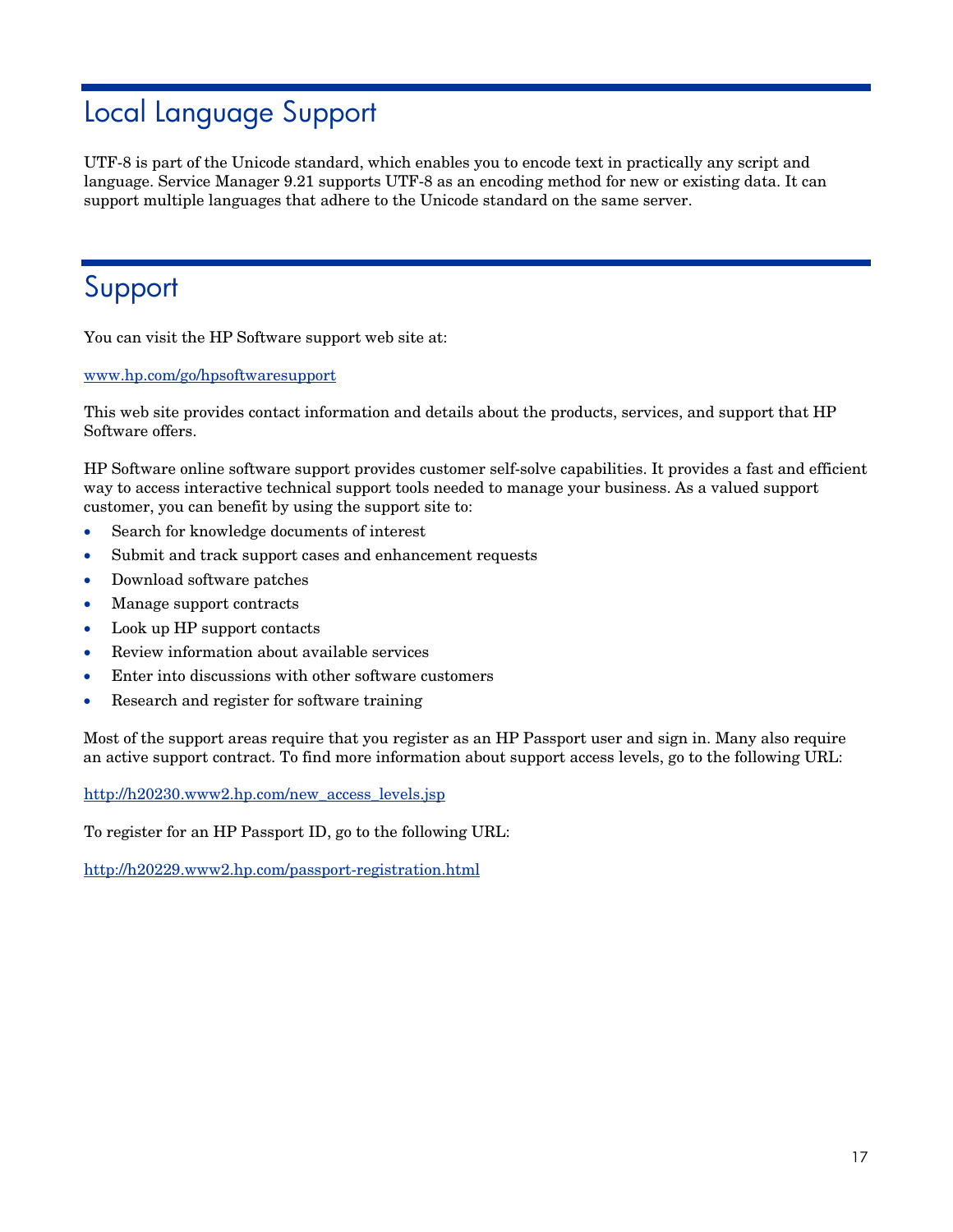# Local Language Support

UTF-8 is part of the Unicode standard, which enables you to encode text in practically any script and language. Service Manager 9.21 supports UTF-8 as an encoding method for new or existing data. It can support multiple languages that adhere to the Unicode standard on the same server.

# Support

You can visit the HP Software support web site at:

www.hp.com/go/hpsoftwaresupport

This web site provides contact information and details about the products, services, and support that HP Software offers.

HP Software online software support provides customer self-solve capabilities. It provides a fast and efficient way to access interactive technical support tools needed to manage your business. As a valued support customer, you can benefit by using the support site to:

- Search for knowledge documents of interest
- Submit and track support cases and enhancement requests
- Download software patches
- Manage support contracts
- Look up HP support contacts
- Review information about available services
- Enter into discussions with other software customers
- Research and register for software training

Most of the support areas require that you register as an HP Passport user and sign in. Many also require an active support contract. To find more information about support access levels, go to the following URL:

http://h20230.www2.hp.com/new_access_levels.jsp

To register for an HP Passport ID, go to the following URL:

http://h20229.www2.hp.com/passport-registration.html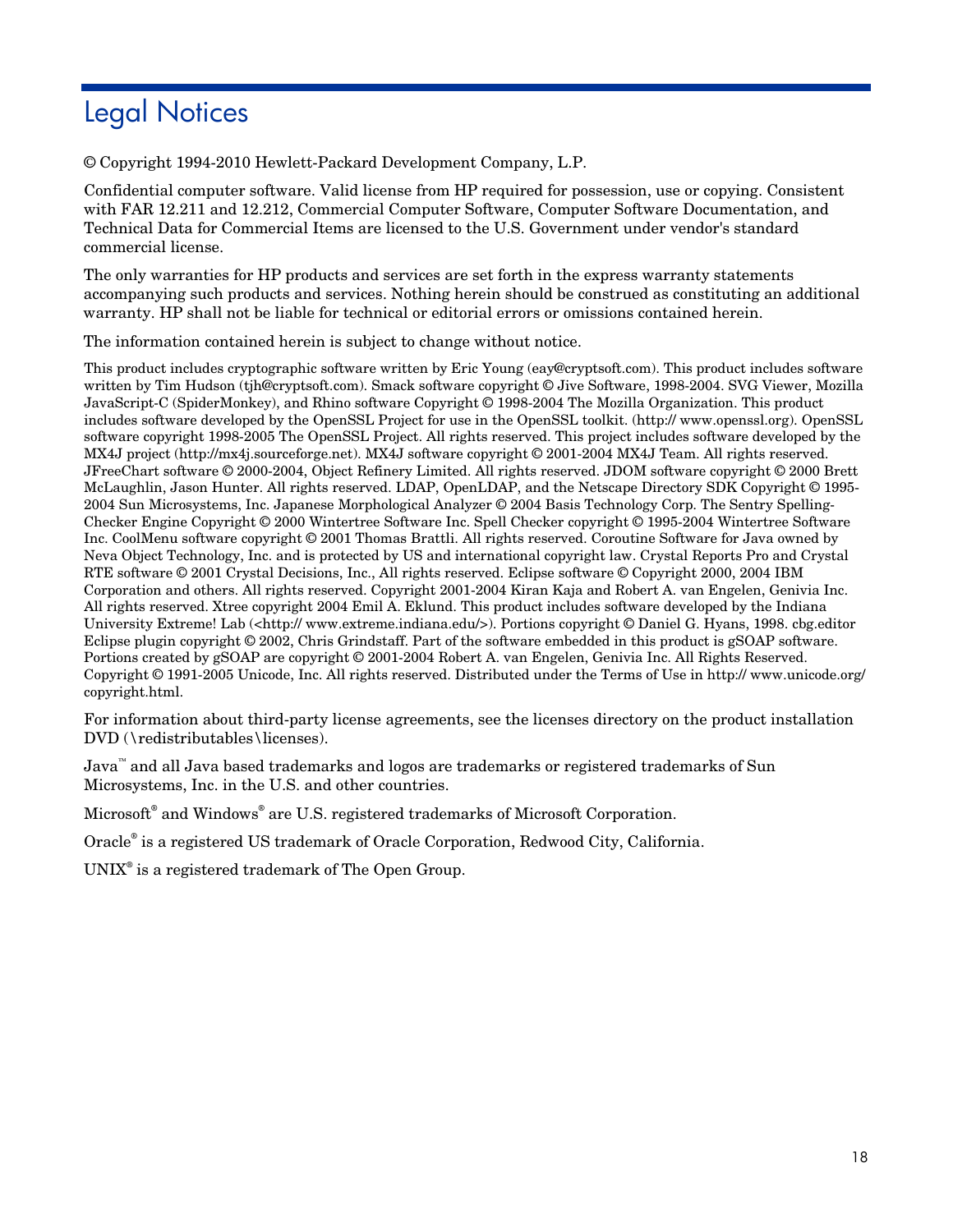# Legal Notices

© Copyright 1994-2010 Hewlett-Packard Development Company, L.P.

Confidential computer software. Valid license from HP required for possession, use or copying. Consistent with FAR 12.211 and 12.212, Commercial Computer Software, Computer Software Documentation, and Technical Data for Commercial Items are licensed to the U.S. Government under vendor's standard commercial license.

The only warranties for HP products and services are set forth in the express warranty statements accompanying such products and services. Nothing herein should be construed as constituting an additional warranty. HP shall not be liable for technical or editorial errors or omissions contained herein.

The information contained herein is subject to change without notice.

This product includes cryptographic software written by Eric Young (eay@cryptsoft.com). This product includes software written by Tim Hudson (tjh@cryptsoft.com). Smack software copyright © Jive Software, 1998-2004. SVG Viewer, Mozilla JavaScript-C (SpiderMonkey), and Rhino software Copyright © 1998-2004 The Mozilla Organization. This product includes software developed by the OpenSSL Project for use in the OpenSSL toolkit. (http:// www.openssl.org). OpenSSL software copyright 1998-2005 The OpenSSL Project. All rights reserved. This project includes software developed by the MX4J project (http://mx4j.sourceforge.net). MX4J software copyright © 2001-2004 MX4J Team. All rights reserved. JFreeChart software © 2000-2004, Object Refinery Limited. All rights reserved. JDOM software copyright © 2000 Brett McLaughlin, Jason Hunter. All rights reserved. LDAP, OpenLDAP, and the Netscape Directory SDK Copyright © 1995-2004 Sun Microsystems, Inc. Japanese Morphological Analyzer © 2004 Basis Technology Corp. The Sentry Spelling-Checker Engine Copyright © 2000 Wintertree Software Inc. Spell Checker copyright © 1995-2004 Wintertree Software Inc. CoolMenu software copyright © 2001 Thomas Brattli. All rights reserved. Coroutine Software for Java owned by Neva Object Technology, Inc. and is protected by US and international copyright law. Crystal Reports Pro and Crystal RTE software © 2001 Crystal Decisions, Inc., All rights reserved. Eclipse software © Copyright 2000, 2004 IBM Corporation and others. All rights reserved. Copyright 2001-2004 Kiran Kaja and Robert A. van Engelen, Genivia Inc. All rights reserved. Xtree copyright 2004 Emil A. Eklund. This product includes software developed by the Indiana University Extreme! Lab (<http:// www.extreme.indiana.edu/>). Portions copyright © Daniel G. Hyans, 1998. cbg.editor Eclipse plugin copyright © 2002, Chris Grindstaff. Part of the software embedded in this product is gSOAP software. Portions created by gSOAP are copyright © 2001-2004 Robert A. van Engelen, Genivia Inc. All Rights Reserved. Copyright © 1991-2005 Unicode, Inc. All rights reserved. Distributed under the Terms of Use in http:// www.unicode.org/ copyright.html.

For information about third-party license agreements, see the licenses directory on the product installation DVD (\redistributables\licenses).

Java™ and all Java based trademarks and logos are trademarks or registered trademarks of Sun Microsystems, Inc. in the U.S. and other countries.

Microsoft® and Windows® are U.S. registered trademarks of Microsoft Corporation.

Oracle® is a registered US trademark of Oracle Corporation, Redwood City, California.

UNIX® is a registered trademark of The Open Group.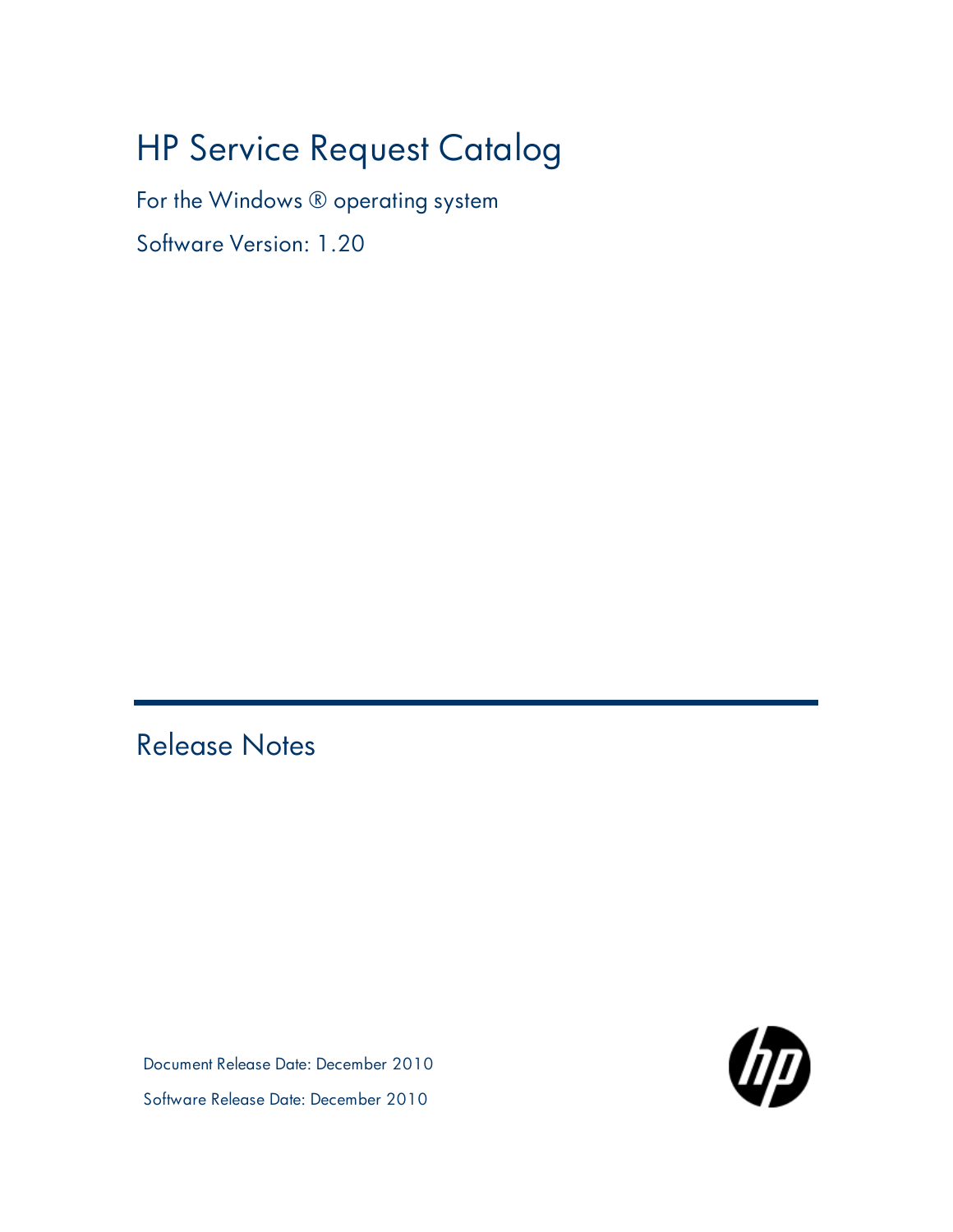# HP Service Request Catalog

For the Windows ® operating system

Software Version: 1.20

## Release Notes

Document Release Date: December 2010

Software Release Date: December 2010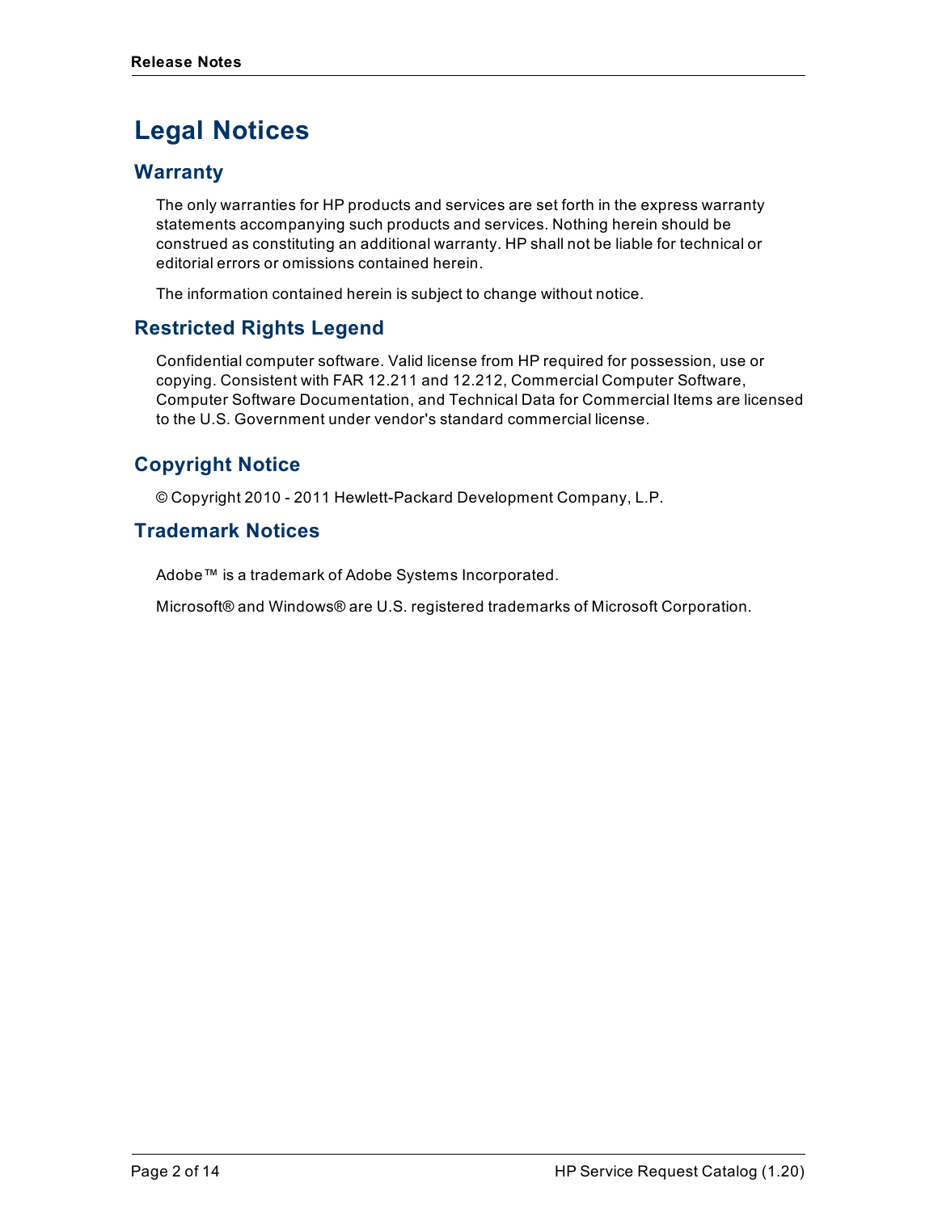# Legal Notices

## Warranty

The only warranties for HP products and services are set forth in the express warranty statements accompanying such products and services. Nothing herein should be construed as constituting an additional warranty. HP shall not be liable for technical or editorial errors or omissions contained herein.

The information contained herein is subject to change without notice.

## Restricted Rights Legend

Confidential computer software. Valid license from HP required for possession, use or copying. Consistent with FAR 12.211 and 12.212, Commercial Computer Software, Computer Software Documentation, and Technical Data for Commercial Items are licensed to the U.S. Government under vendor's standard commercial license.

## Copyright Notice

© Copyright 2010 - 2011 Hewlett-Packard Development Company, L.P.

## Trademark Notices

Adobe™ is a trademark of Adobe Systems Incorporated.

Microsoft® and Windows® are U.S. registered trademarks of Microsoft Corporation.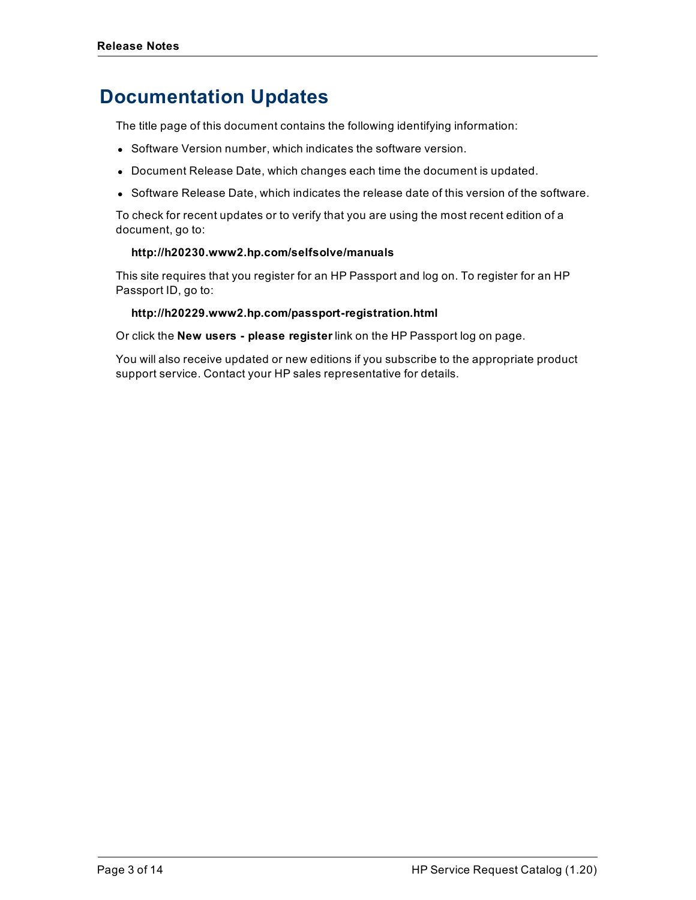# Documentation Updates

The title page of this document contains the following identifying information:

- Software Version number, which indicates the software version.
- Document Release Date, which changes each time the document is updated.
- Software Release Date, which indicates the release date of this version of the software.

To check for recent updates or to verify that you are using the most recent edition of a document, go to:

**http://h20230.www2.hp.com/selfsolve/manuals**

This site requires that you register for an HP Passport and log on. To register for an HP Passport ID, go to:

**http://h20229.www2.hp.com/passport-registration.html**

Or click the **New users - please register** link on the HP Passport log on page.

You will also receive updated or new editions if you subscribe to the appropriate product support service. Contact your HP sales representative for details.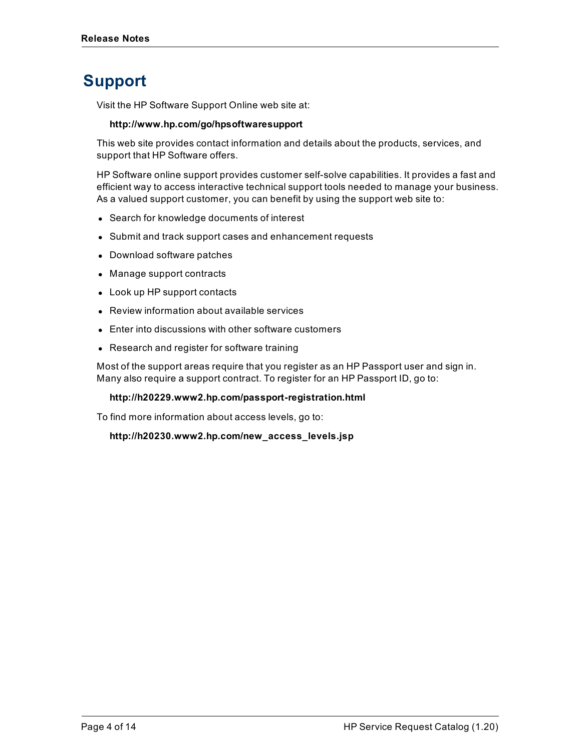# Support

Visit the HP Software Support Online web site at:

**http://www.hp.com/go/hpsoftwaresupport**

This web site provides contact information and details about the products, services, and support that HP Software offers.

HP Software online support provides customer self-solve capabilities. It provides a fast and efficient way to access interactive technical support tools needed to manage your business. As a valued support customer, you can benefit by using the support web site to:

- Search for knowledge documents of interest
- Submit and track support cases and enhancement requests
- Download software patches
- Manage support contracts
- Look up HP support contacts
- Review information about available services
- Enter into discussions with other software customers
- Research and register for software training

Most of the support areas require that you register as an HP Passport user and sign in. Many also require a support contract. To register for an HP Passport ID, go to:

**http://h20229.www2.hp.com/passport-registration.html**

To find more information about access levels, go to:

**http://h20230.www2.hp.com/new_access_levels.jsp**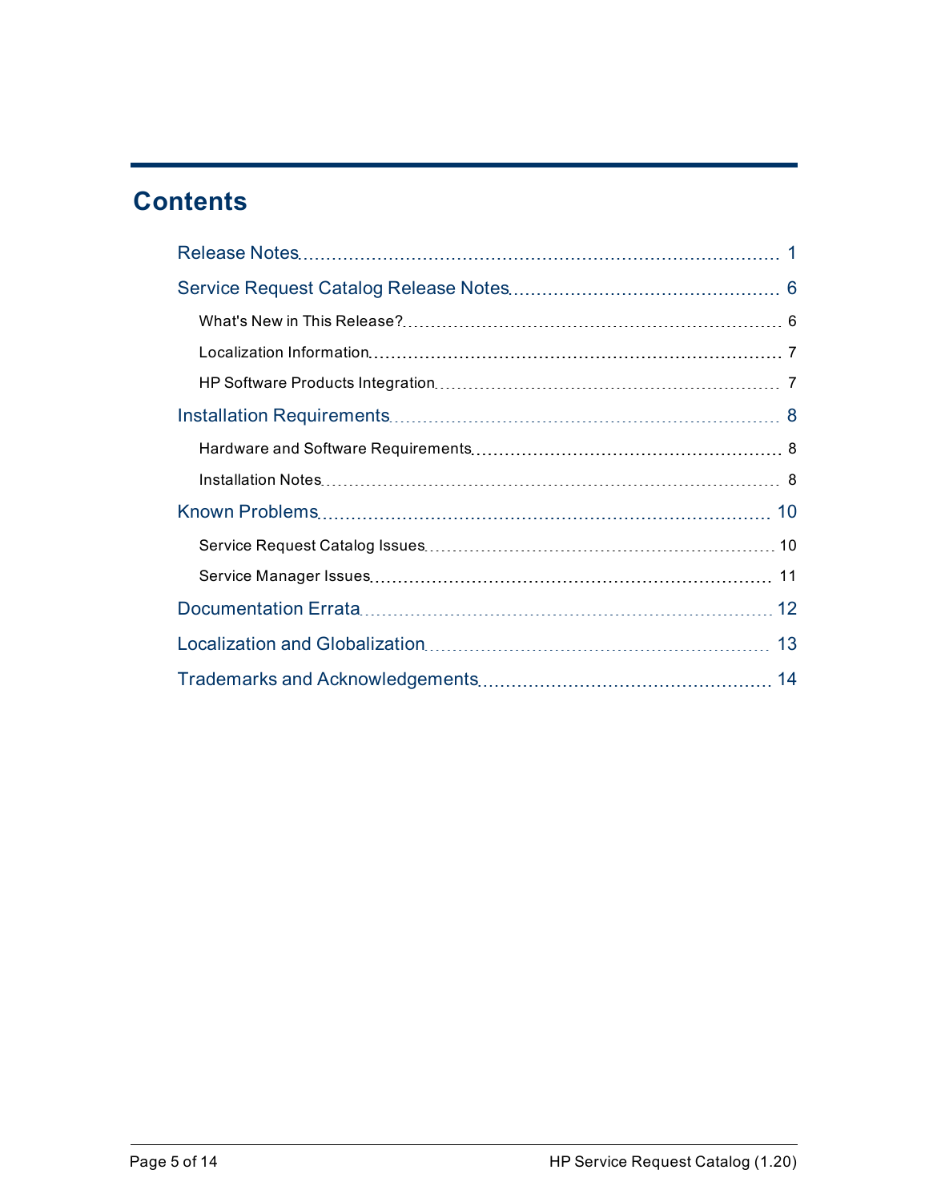# Contents

- Release Notes ..... 1
- Service Request Catalog Release Notes ..... 6
  - What's New in This Release? ..... 6
  - Localization Information ..... 7
  - HP Software Products Integration ..... 7
- Installation Requirements ..... 8
  - Hardware and Software Requirements ..... 8
  - Installation Notes ..... 8
- Known Problems ..... 10
  - Service Request Catalog Issues ..... 10
  - Service Manager Issues ..... 11
- Documentation Errata ..... 12
- Localization and Globalization ..... 13
- Trademarks and Acknowledgements ..... 14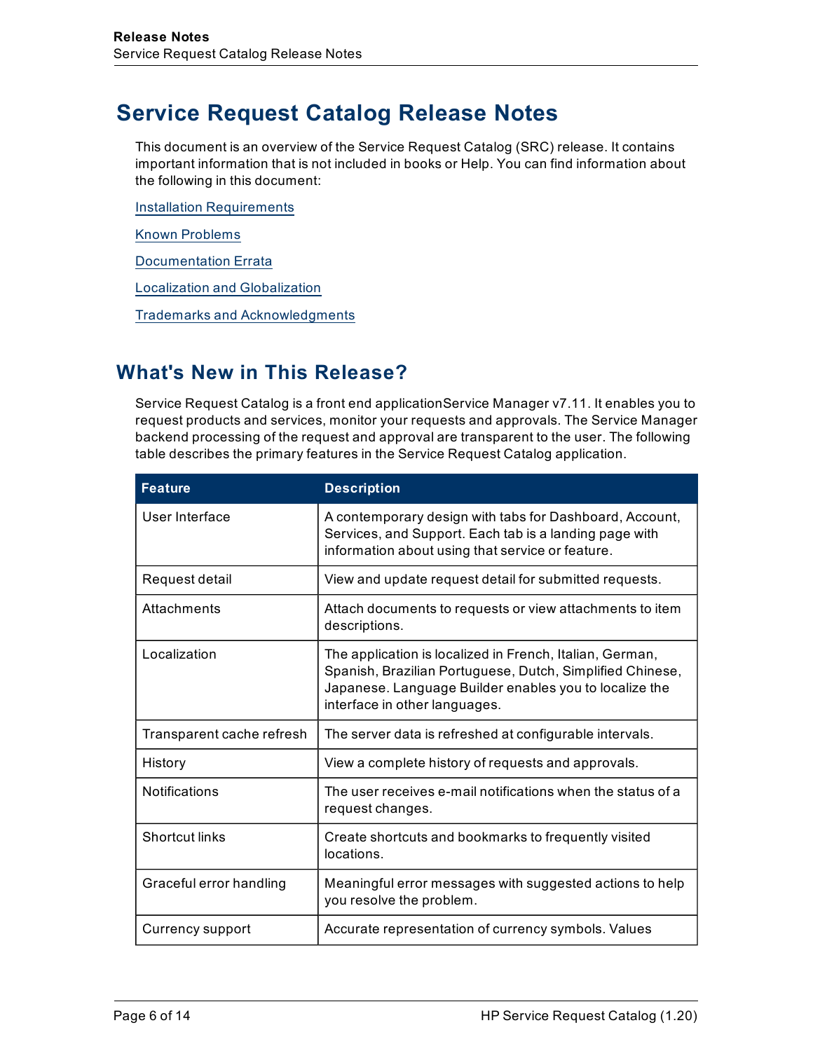# Service Request Catalog Release Notes

This document is an overview of the Service Request Catalog (SRC) release. It contains important information that is not included in books or Help. You can find information about the following in this document:

Installation Requirements

Known Problems

Documentation Errata

Localization and Globalization

Trademarks and Acknowledgments

## What's New in This Release?

Service Request Catalog is a front end applicationService Manager v7.11. It enables you to request products and services, monitor your requests and approvals. The Service Manager backend processing of the request and approval are transparent to the user. The following table describes the primary features in the Service Request Catalog application.

| Feature | Description |
|---|---|
| User Interface | A contemporary design with tabs for Dashboard, Account, Services, and Support. Each tab is a landing page with information about using that service or feature. |
| Request detail | View and update request detail for submitted requests. |
| Attachments | Attach documents to requests or view attachments to item descriptions. |
| Localization | The application is localized in French, Italian, German, Spanish, Brazilian Portuguese, Dutch, Simplified Chinese, Japanese. Language Builder enables you to localize the interface in other languages. |
| Transparent cache refresh | The server data is refreshed at configurable intervals. |
| History | View a complete history of requests and approvals. |
| Notifications | The user receives e-mail notifications when the status of a request changes. |
| Shortcut links | Create shortcuts and bookmarks to frequently visited locations. |
| Graceful error handling | Meaningful error messages with suggested actions to help you resolve the problem. |
| Currency support | Accurate representation of currency symbols. Values |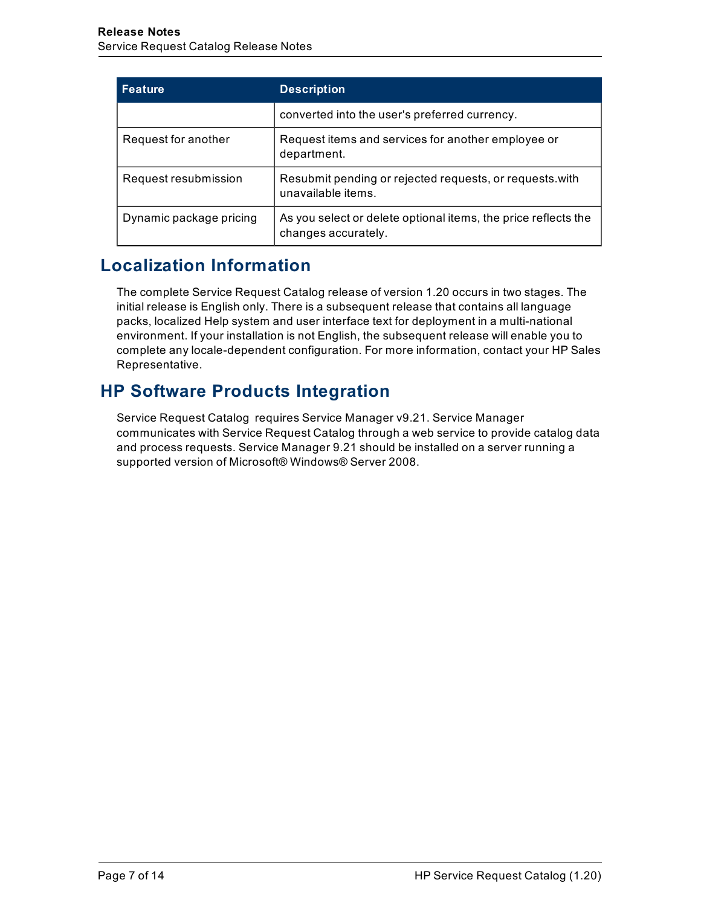| Feature | Description |
| --- | --- |
| | converted into the user's preferred currency. |
| Request for another | Request items and services for another employee or department. |
| Request resubmission | Resubmit pending or rejected requests, or requests.with unavailable items. |
| Dynamic package pricing | As you select or delete optional items, the price reflects the changes accurately. |

## Localization Information

The complete Service Request Catalog release of version 1.20 occurs in two stages. The initial release is English only. There is a subsequent release that contains all language packs, localized Help system and user interface text for deployment in a multi-national environment. If your installation is not English, the subsequent release will enable you to complete any locale-dependent configuration. For more information, contact your HP Sales Representative.

## HP Software Products Integration

Service Request Catalog requires Service Manager v9.21. Service Manager communicates with Service Request Catalog through a web service to provide catalog data and process requests. Service Manager 9.21 should be installed on a server running a supported version of Microsoft® Windows® Server 2008.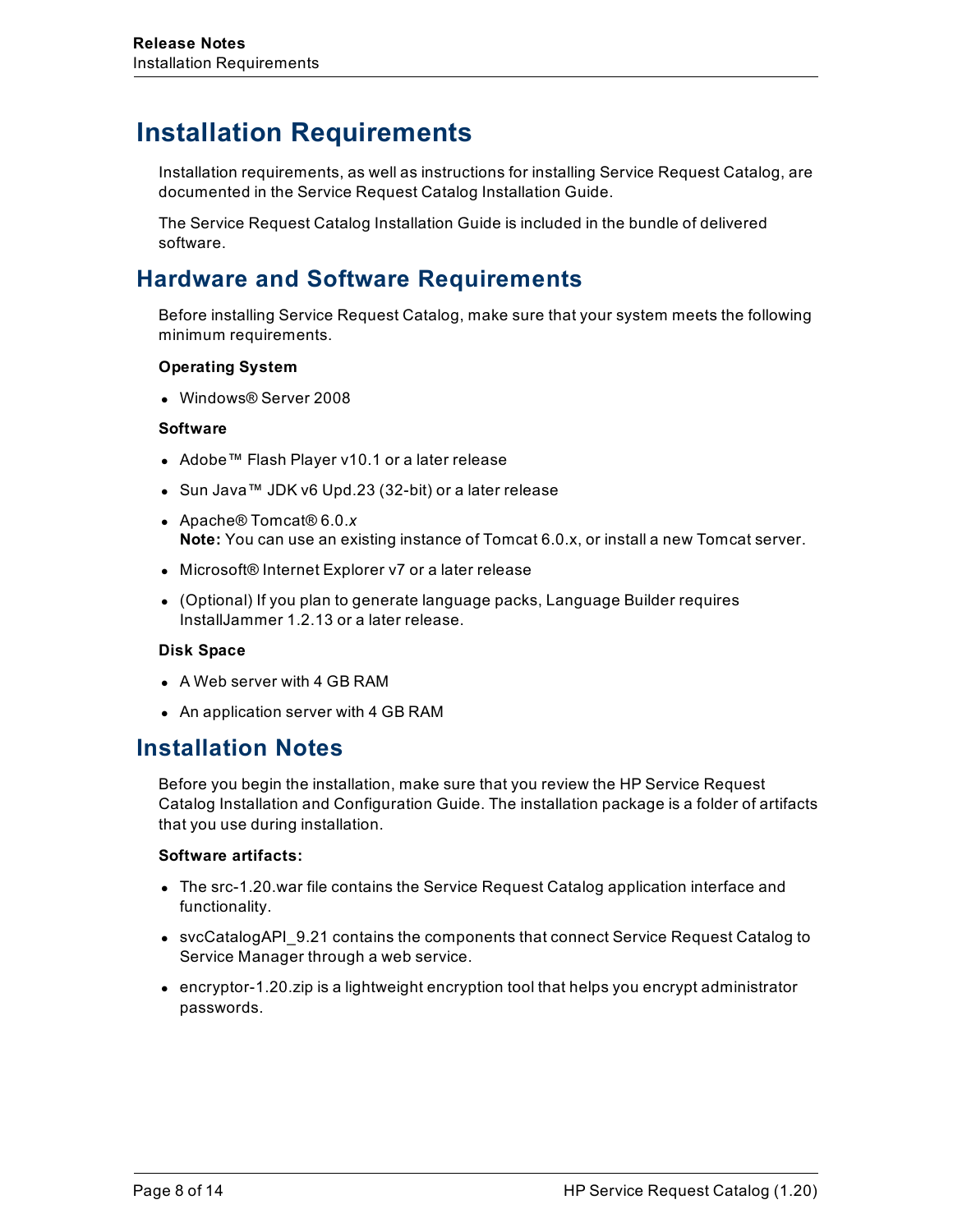# Installation Requirements

Installation requirements, as well as instructions for installing Service Request Catalog, are documented in the Service Request Catalog Installation Guide.

The Service Request Catalog Installation Guide is included in the bundle of delivered software.

## Hardware and Software Requirements

Before installing Service Request Catalog, make sure that your system meets the following minimum requirements.

**Operating System**

- Windows® Server 2008

**Software**

- Adobe™ Flash Player v10.1 or a later release
- Sun Java™ JDK v6 Upd.23 (32-bit) or a later release
- Apache® Tomcat® 6.0.*x*
  **Note:** You can use an existing instance of Tomcat 6.0.x, or install a new Tomcat server.
- Microsoft® Internet Explorer v7 or a later release
- (Optional) If you plan to generate language packs, Language Builder requires InstallJammer 1.2.13 or a later release.

**Disk Space**

- A Web server with 4 GB RAM
- An application server with 4 GB RAM

## Installation Notes

Before you begin the installation, make sure that you review the HP Service Request Catalog Installation and Configuration Guide. The installation package is a folder of artifacts that you use during installation.

**Software artifacts:**

- The src-1.20.war file contains the Service Request Catalog application interface and functionality.
- svcCatalogAPI_9.21 contains the components that connect Service Request Catalog to Service Manager through a web service.
- encryptor-1.20.zip is a lightweight encryption tool that helps you encrypt administrator passwords.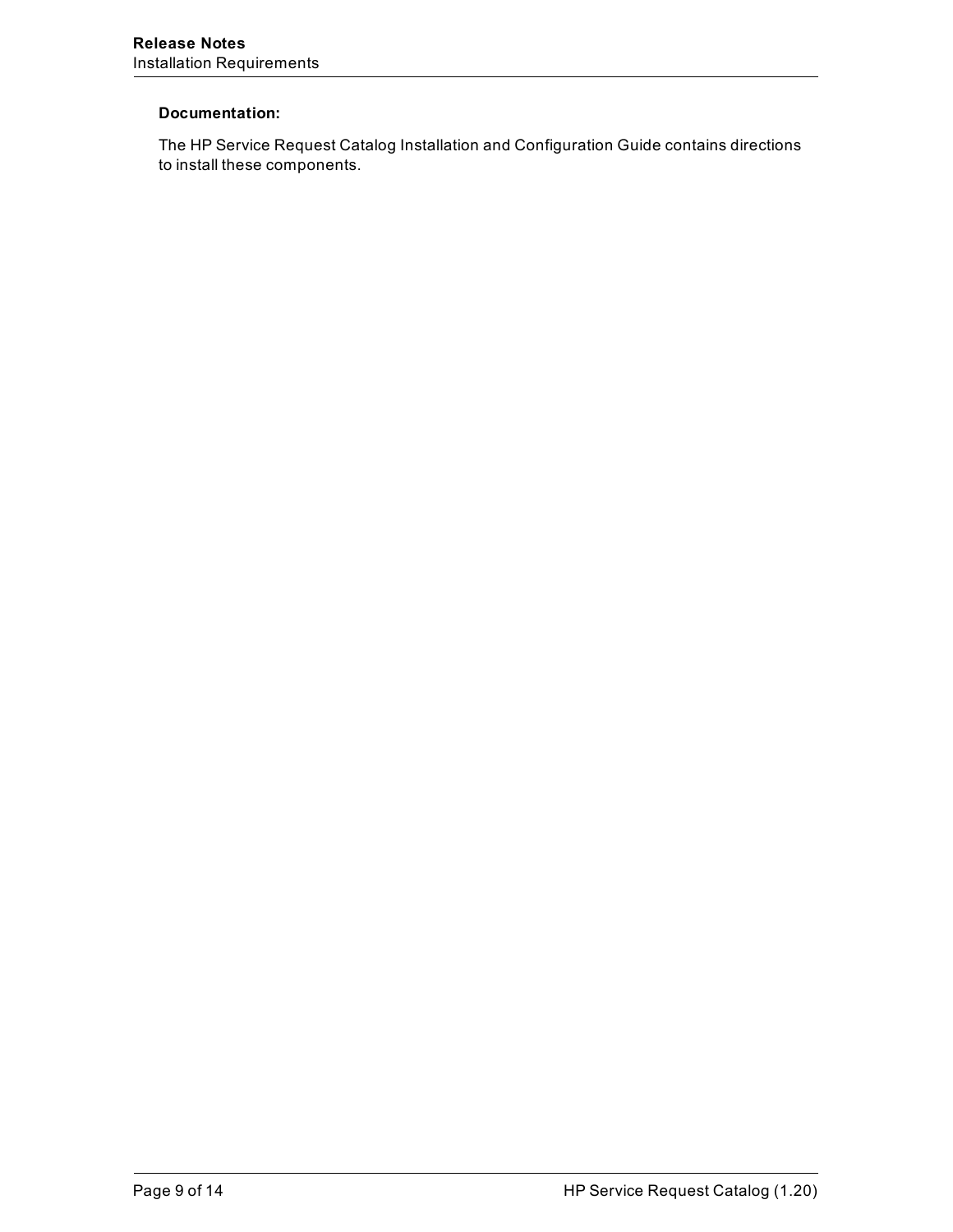**Documentation:**

The HP Service Request Catalog Installation and Configuration Guide contains directions to install these components.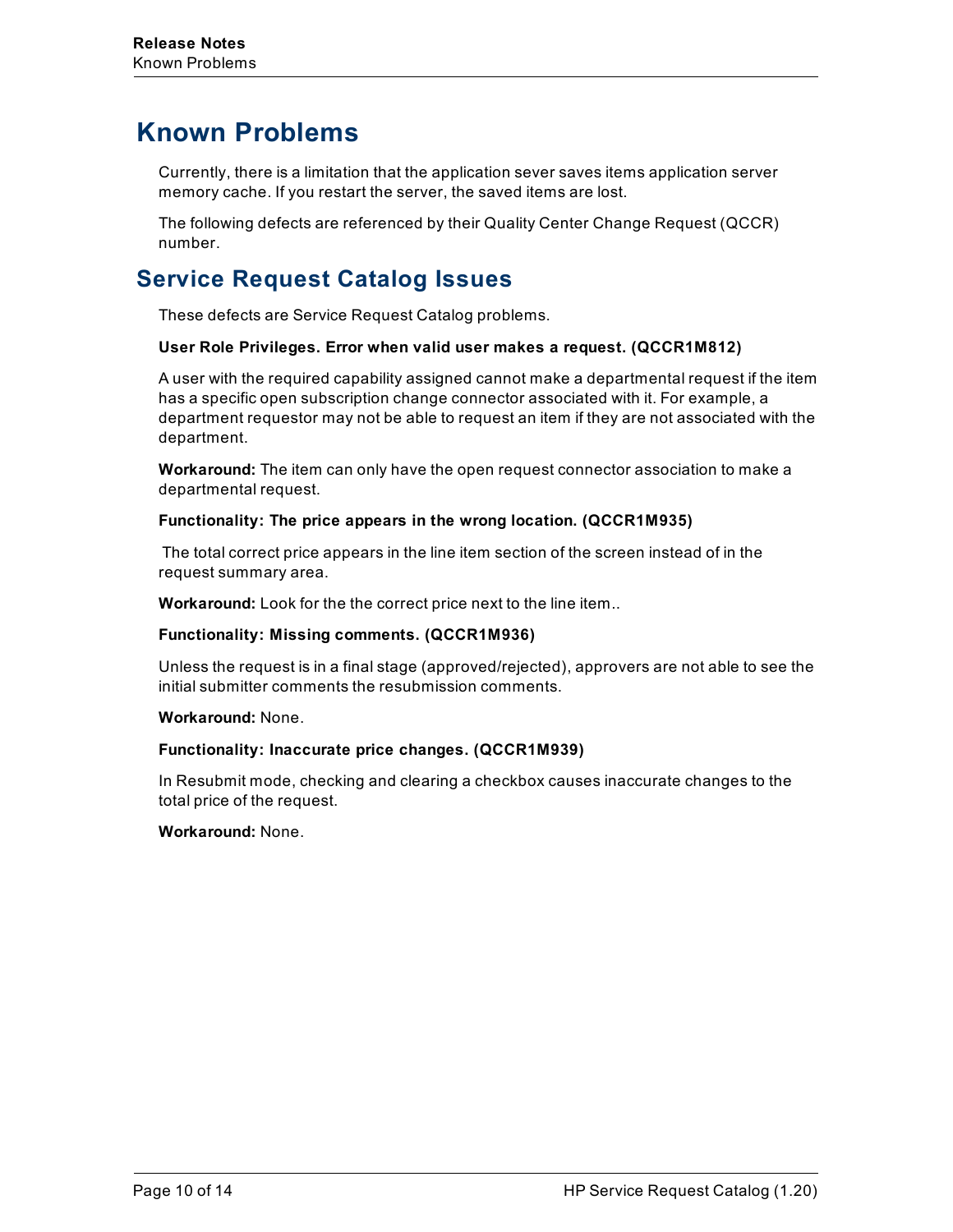# Known Problems

Currently, there is a limitation that the application sever saves items application server memory cache. If you restart the server, the saved items are lost.

The following defects are referenced by their Quality Center Change Request (QCCR) number.

## Service Request Catalog Issues

These defects are Service Request Catalog problems.

**User Role Privileges. Error when valid user makes a request. (QCCR1M812)**

A user with the required capability assigned cannot make a departmental request if the item has a specific open subscription change connector associated with it. For example, a department requestor may not be able to request an item if they are not associated with the department.

**Workaround:** The item can only have the open request connector association to make a departmental request.

**Functionality: The price appears in the wrong location. (QCCR1M935)**

The total correct price appears in the line item section of the screen instead of in the request summary area.

**Workaround:** Look for the the correct price next to the line item..

**Functionality: Missing comments. (QCCR1M936)**

Unless the request is in a final stage (approved/rejected), approvers are not able to see the initial submitter comments the resubmission comments.

**Workaround:** None.

**Functionality: Inaccurate price changes. (QCCR1M939)**

In Resubmit mode, checking and clearing a checkbox causes inaccurate changes to the total price of the request.

**Workaround:** None.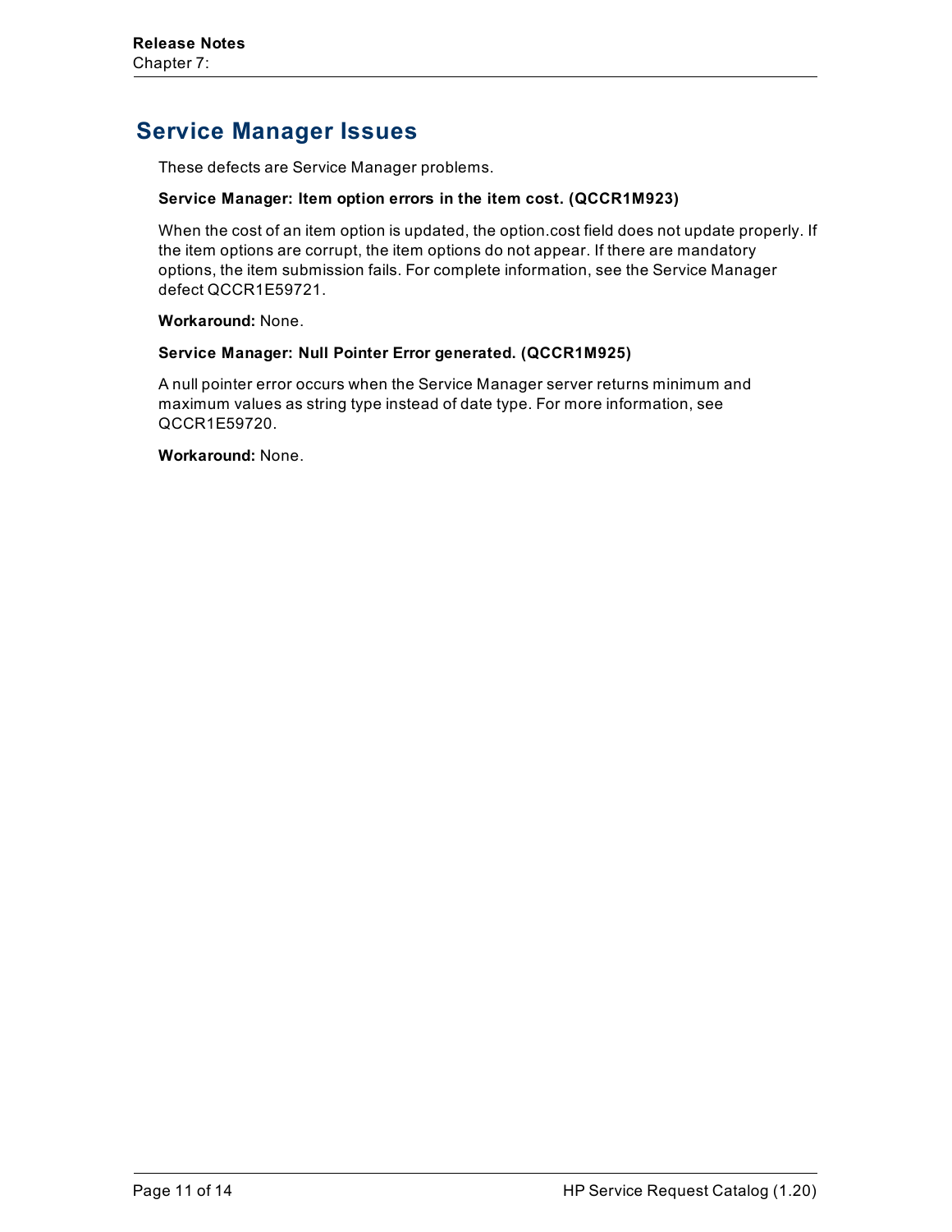## Service Manager Issues

These defects are Service Manager problems.

**Service Manager: Item option errors in the item cost. (QCCR1M923)**

When the cost of an item option is updated, the option.cost field does not update properly. If the item options are corrupt, the item options do not appear. If there are mandatory options, the item submission fails. For complete information, see the Service Manager defect QCCR1E59721.

**Workaround:** None.

**Service Manager: Null Pointer Error generated. (QCCR1M925)**

A null pointer error occurs when the Service Manager server returns minimum and maximum values as string type instead of date type. For more information, see QCCR1E59720.

**Workaround:** None.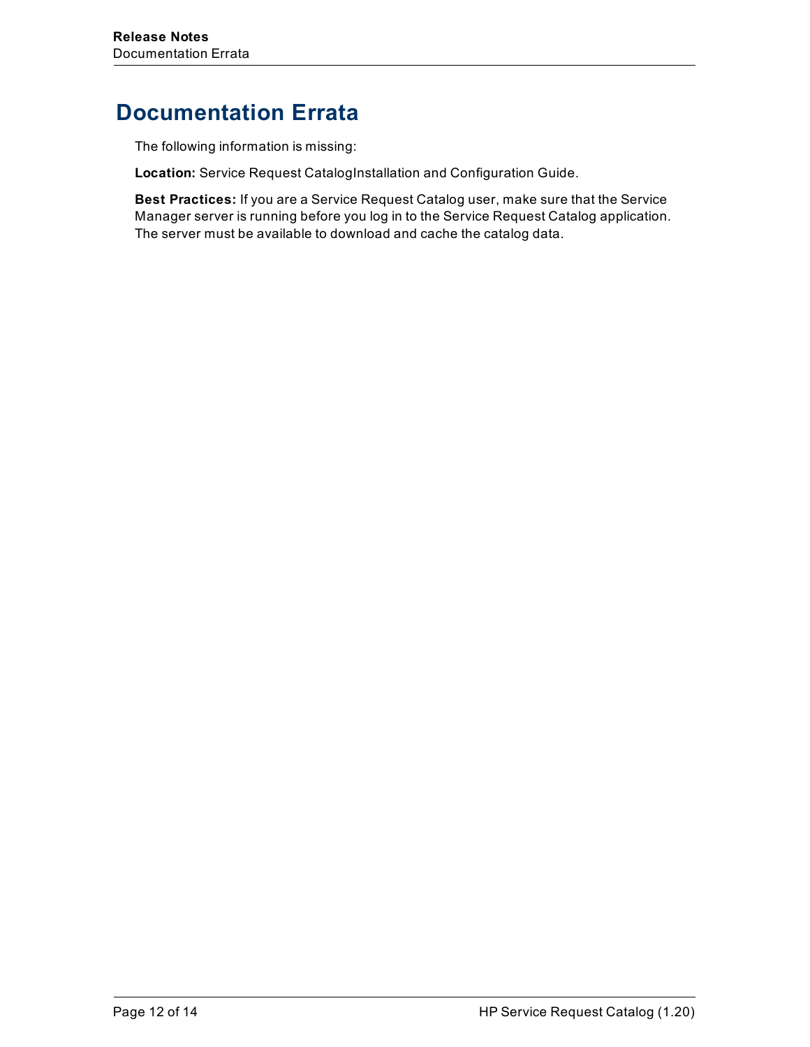# Documentation Errata

The following information is missing:

**Location:** Service Request CatalogInstallation and Configuration Guide.

**Best Practices:** If you are a Service Request Catalog user, make sure that the Service Manager server is running before you log in to the Service Request Catalog application. The server must be available to download and cache the catalog data.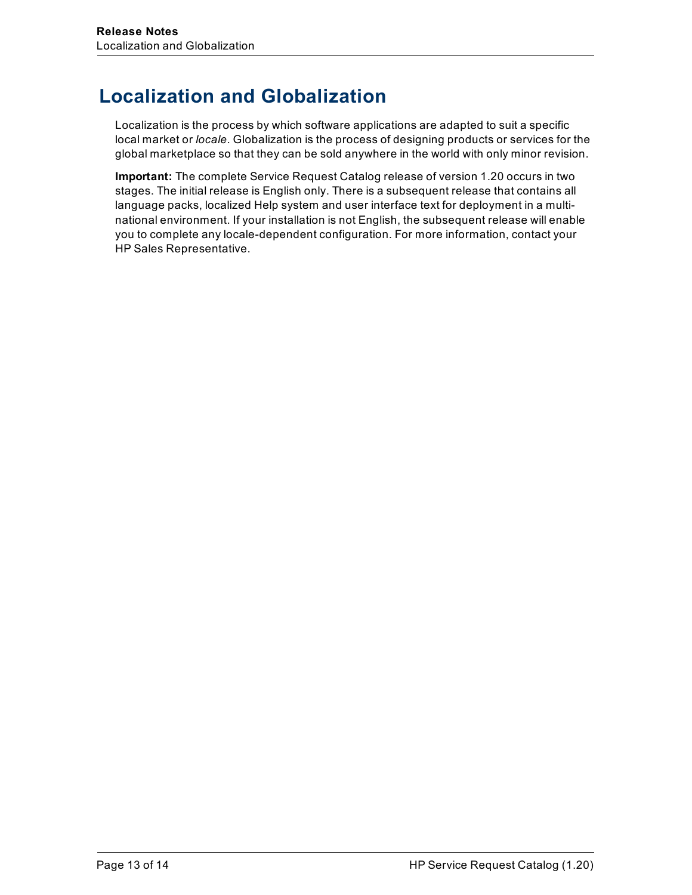# Localization and Globalization

Localization is the process by which software applications are adapted to suit a specific local market or *locale*. Globalization is the process of designing products or services for the global marketplace so that they can be sold anywhere in the world with only minor revision.

**Important:** The complete Service Request Catalog release of version 1.20 occurs in two stages. The initial release is English only. There is a subsequent release that contains all language packs, localized Help system and user interface text for deployment in a multi-national environment. If your installation is not English, the subsequent release will enable you to complete any locale-dependent configuration. For more information, contact your HP Sales Representative.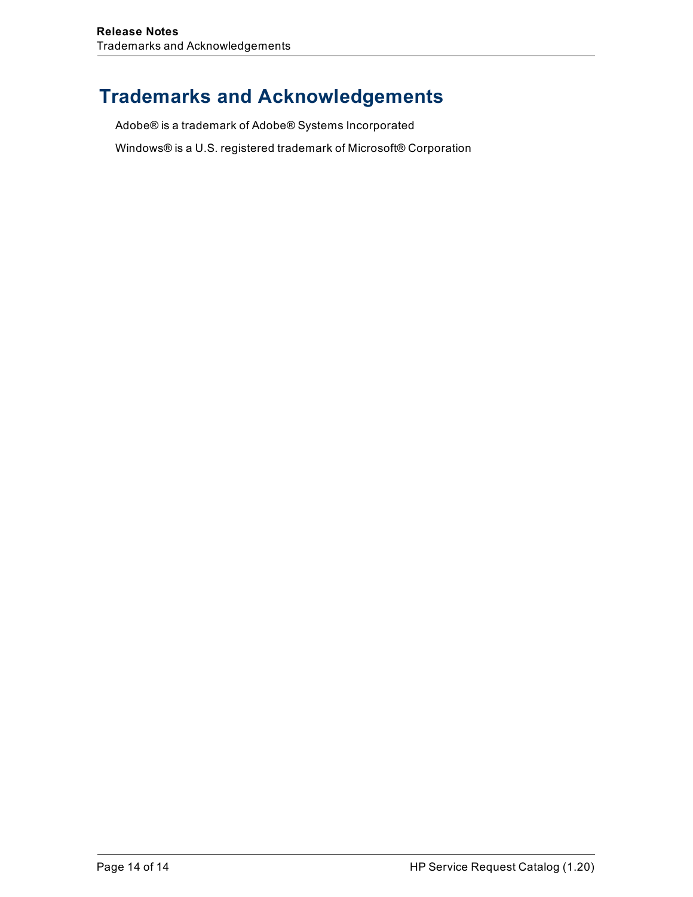# Trademarks and Acknowledgements

Adobe® is a trademark of Adobe® Systems Incorporated

Windows® is a U.S. registered trademark of Microsoft® Corporation